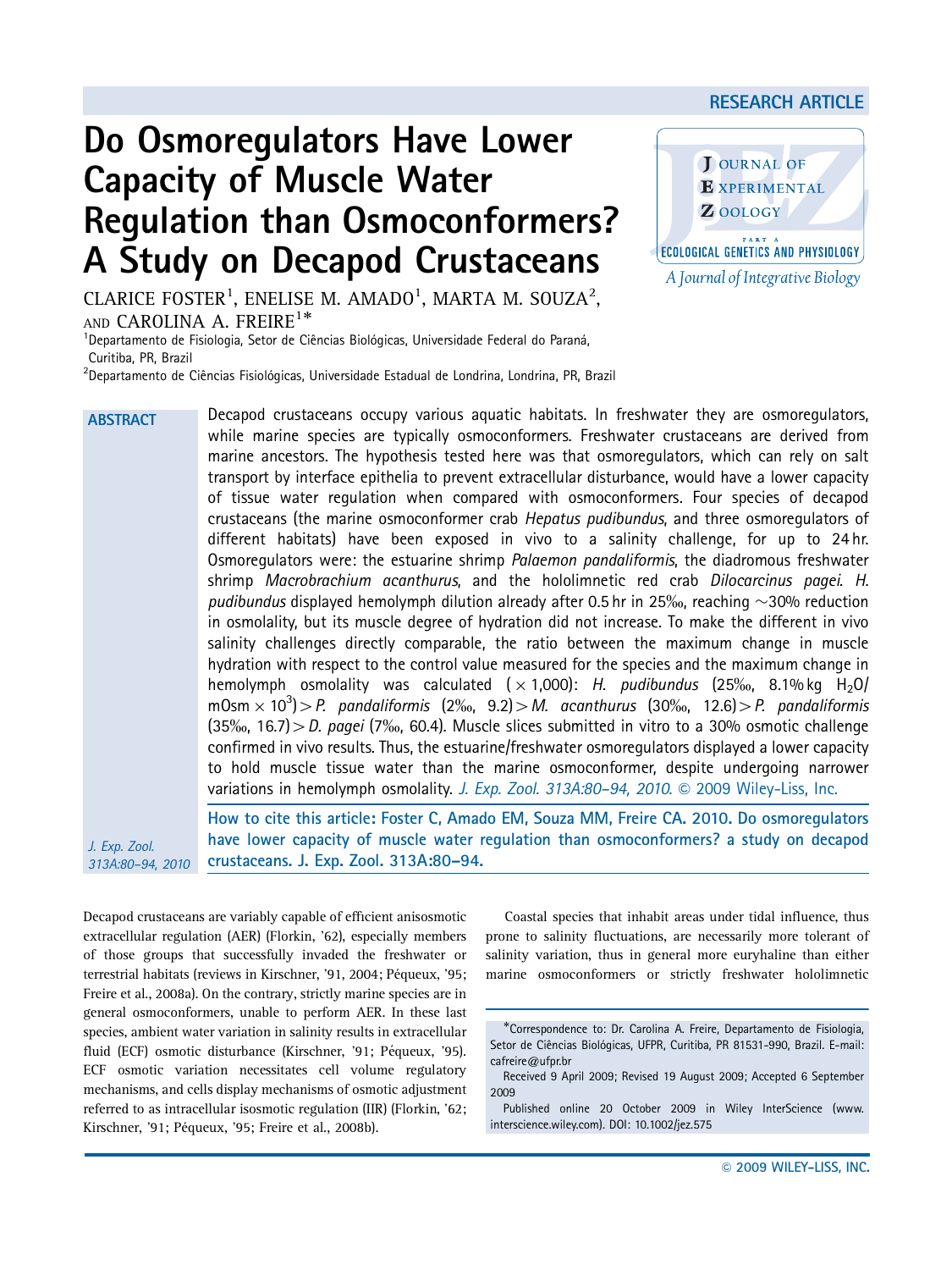RESEARCH ARTICLE

# Do Osmoregulators Have Lower Capacity of Muscle Water Regulation than Osmoconformers? A Study on Decapod Crustaceans

CLARICE FOSTER[1], ENELISE M. AMADO[1], MARTA M. SOUZA[2], AND CAROLINA A. FREIRE[1]*

[1]Departamento de Fisiologia, Setor de Ciências Biológicas, Universidade Federal do Paraná, Curitiba, PR, Brazil

[2]Departamento de Ciências Fisiológicas, Universidade Estadual de Londrina, Londrina, PR, Brazil

## ABSTRACT

Decapod crustaceans occupy various aquatic habitats. In freshwater they are osmoregulators, while marine species are typically osmoconformers. Freshwater crustaceans are derived from marine ancestors. The hypothesis tested here was that osmoregulators, which can rely on salt transport by interface epithelia to prevent extracellular disturbance, would have a lower capacity of tissue water regulation when compared with osmoconformers. Four species of decapod crustaceans (the marine osmoconformer crab *Hepatus pudibundus*, and three osmoregulators of different habitats) have been exposed in vivo to a salinity challenge, for up to 24 hr. Osmoregulators were: the estuarine shrimp *Palaemon pandaliformis*, the diadromous freshwater shrimp *Macrobrachium acanthurus*, and the hololimnetic red crab *Dilocarcinus pagei*. *H. pudibundus* displayed hemolymph dilution already after 0.5 hr in 25‰, reaching ~30% reduction in osmolality, but its muscle degree of hydration did not increase. To make the different in vivo salinity challenges directly comparable, the ratio between the maximum change in muscle hydration with respect to the control value measured for the species and the maximum change in hemolymph osmolality was calculated ($\times$ 1,000): *H. pudibundus* (25‰, 8.1% kg $H_2O$/mOsm $\times 10^3$) > *P. pandaliformis* (2‰, 9.2) > *M. acanthurus* (30‰, 12.6) > *P. pandaliformis* (35‰, 16.7) > *D. pagei* (7‰, 60.4). Muscle slices submitted in vitro to a 30% osmotic challenge confirmed in vivo results. Thus, the estuarine/freshwater osmoregulators displayed a lower capacity to hold muscle tissue water than the marine osmoconformer, despite undergoing narrower variations in hemolymph osmolality. *J. Exp. Zool. 313A:80–94, 2010.* © 2009 Wiley-Liss, Inc.

How to cite this article: Foster C, Amado EM, Souza MM, Freire CA. 2010. Do osmoregulators have lower capacity of muscle water regulation than osmoconformers? a study on decapod crustaceans. J. Exp. Zool. 313A:80–94.

Decapod crustaceans are variably capable of efficient anisosmotic extracellular regulation (AER) (Florkin, '62), especially members of those groups that successfully invaded the freshwater or terrestrial habitats (reviews in Kirschner, '91, 2004; Péqueux, '95; Freire et al., 2008a). On the contrary, strictly marine species are in general osmoconformers, unable to perform AER. In these last species, ambient water variation in salinity results in extracellular fluid (ECF) osmotic disturbance (Kirschner, '91; Péqueux, '95). ECF osmotic variation necessitates cell volume regulatory mechanisms, and cells display mechanisms of osmotic adjustment referred to as intracellular isosmotic regulation (IIR) (Florkin, '62; Kirschner, '91; Péqueux, '95; Freire et al., 2008b).

Coastal species that inhabit areas under tidal influence, thus prone to salinity fluctuations, are necessarily more tolerant of salinity variation, thus in general more euryhaline than either marine osmoconformers or strictly freshwater hololimnetic

*Correspondence to: Dr. Carolina A. Freire, Departamento de Fisiologia, Setor de Ciências Biológicas, UFPR, Curitiba, PR 81531-990, Brazil. E-mail: cafreire@ufpr.br

Received 9 April 2009; Revised 19 August 2009; Accepted 6 September 2009

Published online 20 October 2009 in Wiley InterScience (www.interscience.wiley.com). DOI: 10.1002/jez.575

© 2009 WILEY-LISS, INC.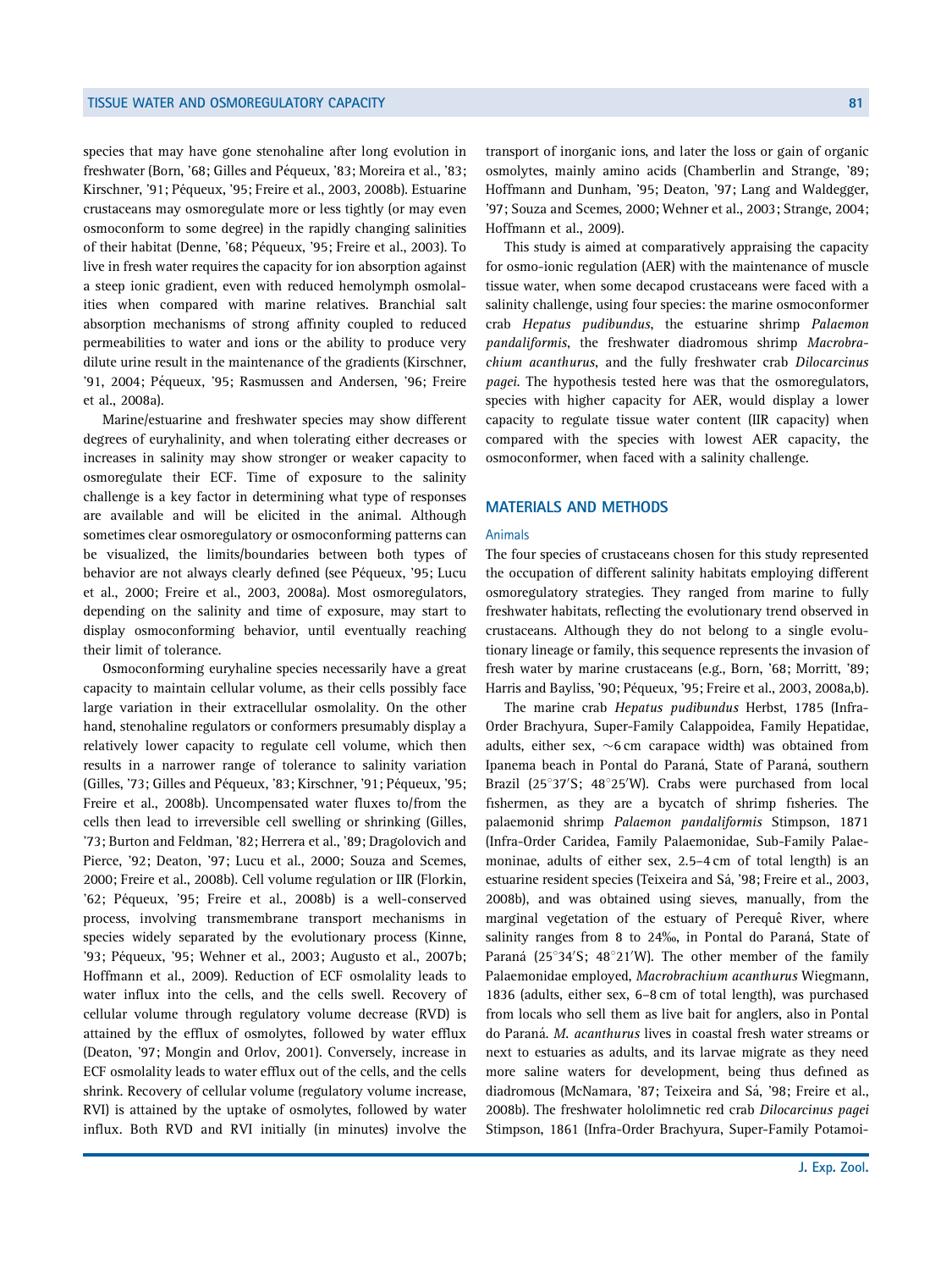species that may have gone stenohaline after long evolution in freshwater (Born, '68; Gilles and Péqueux, '83; Moreira et al., '83; Kirschner, '91; Péqueux, '95; Freire et al., 2003, 2008b). Estuarine crustaceans may osmoregulate more or less tightly (or may even osmoconform to some degree) in the rapidly changing salinities of their habitat (Denne, '68; Péqueux, '95; Freire et al., 2003). To live in fresh water requires the capacity for ion absorption against a steep ionic gradient, even with reduced hemolymph osmolalities when compared with marine relatives. Branchial salt absorption mechanisms of strong affinity coupled to reduced permeabilities to water and ions or the ability to produce very dilute urine result in the maintenance of the gradients (Kirschner, '91, 2004; Péqueux, '95; Rasmussen and Andersen, '96; Freire et al., 2008a).

Marine/estuarine and freshwater species may show different degrees of euryhalinity, and when tolerating either decreases or increases in salinity may show stronger or weaker capacity to osmoregulate their ECF. Time of exposure to the salinity challenge is a key factor in determining what type of responses are available and will be elicited in the animal. Although sometimes clear osmoregulatory or osmoconforming patterns can be visualized, the limits/boundaries between both types of behavior are not always clearly defined (see Péqueux, '95; Lucu et al., 2000; Freire et al., 2003, 2008a). Most osmoregulators, depending on the salinity and time of exposure, may start to display osmoconforming behavior, until eventually reaching their limit of tolerance.

Osmoconforming euryhaline species necessarily have a great capacity to maintain cellular volume, as their cells possibly face large variation in their extracellular osmolality. On the other hand, stenohaline regulators or conformers presumably display a relatively lower capacity to regulate cell volume, which then results in a narrower range of tolerance to salinity variation (Gilles, '73; Gilles and Péqueux, '83; Kirschner, '91; Péqueux, '95; Freire et al., 2008b). Uncompensated water fluxes to/from the cells then lead to irreversible cell swelling or shrinking (Gilles, '73; Burton and Feldman, '82; Herrera et al., '89; Dragolovich and Pierce, '92; Deaton, '97; Lucu et al., 2000; Souza and Scemes, 2000; Freire et al., 2008b). Cell volume regulation or IIR (Florkin, '62; Péqueux, '95; Freire et al., 2008b) is a well-conserved process, involving transmembrane transport mechanisms in species widely separated by the evolutionary process (Kinne, '93; Péqueux, '95; Wehner et al., 2003; Augusto et al., 2007b; Hoffmann et al., 2009). Reduction of ECF osmolality leads to water influx into the cells, and the cells swell. Recovery of cellular volume through regulatory volume decrease (RVD) is attained by the efflux of osmolytes, followed by water efflux (Deaton, '97; Mongin and Orlov, 2001). Conversely, increase in ECF osmolality leads to water efflux out of the cells, and the cells shrink. Recovery of cellular volume (regulatory volume increase, RVI) is attained by the uptake of osmolytes, followed by water influx. Both RVD and RVI initially (in minutes) involve the transport of inorganic ions, and later the loss or gain of organic osmolytes, mainly amino acids (Chamberlin and Strange, '89; Hoffmann and Dunham, '95; Deaton, '97; Lang and Waldegger, '97; Souza and Scemes, 2000; Wehner et al., 2003; Strange, 2004; Hoffmann et al., 2009).

This study is aimed at comparatively appraising the capacity for osmo-ionic regulation (AER) with the maintenance of muscle tissue water, when some decapod crustaceans were faced with a salinity challenge, using four species: the marine osmoconformer crab *Hepatus pudibundus*, the estuarine shrimp *Palaemon pandaliformis*, the freshwater diadromous shrimp *Macrobrachium acanthurus*, and the fully freshwater crab *Dilocarcinus pagei*. The hypothesis tested here was that the osmoregulators, species with higher capacity for AER, would display a lower capacity to regulate tissue water content (IIR capacity) when compared with the species with lowest AER capacity, the osmoconformer, when faced with a salinity challenge.

## MATERIALS AND METHODS

### Animals

The four species of crustaceans chosen for this study represented the occupation of different salinity habitats employing different osmoregulatory strategies. They ranged from marine to fully freshwater habitats, reflecting the evolutionary trend observed in crustaceans. Although they do not belong to a single evolutionary lineage or family, this sequence represents the invasion of fresh water by marine crustaceans (e.g., Born, '68; Morritt, '89; Harris and Bayliss, '90; Péqueux, '95; Freire et al., 2003, 2008a,b).

The marine crab *Hepatus pudibundus* Herbst, 1785 (Infra-Order Brachyura, Super-Family Calappoidea, Family Hepatidae, adults, either sex, ~6 cm carapace width) was obtained from Ipanema beach in Pontal do Paraná, State of Paraná, southern Brazil (25°37′S; 48°25′W). Crabs were purchased from local fishermen, as they are a bycatch of shrimp fisheries. The palaemonid shrimp *Palaemon pandaliformis* Stimpson, 1871 (Infra-Order Caridea, Family Palaemonidae, Sub-Family Palaemoninae, adults of either sex, 2.5–4 cm of total length) is an estuarine resident species (Teixeira and Sá, '98; Freire et al., 2003, 2008b), and was obtained using sieves, manually, from the marginal vegetation of the estuary of Perequê River, where salinity ranges from 8 to 24‰, in Pontal do Paraná, State of Paraná (25°34′S; 48°21′W). The other member of the family Palaemonidae employed, *Macrobrachium acanthurus* Wiegmann, 1836 (adults, either sex, 6–8 cm of total length), was purchased from locals who sell them as live bait for anglers, also in Pontal do Paraná. *M. acanthurus* lives in coastal fresh water streams or next to estuaries as adults, and its larvae migrate as they need more saline waters for development, being thus defined as diadromous (McNamara, '87; Teixeira and Sá, '98; Freire et al., 2008b). The freshwater hololimnetic red crab *Dilocarcinus pagei* Stimpson, 1861 (Infra-Order Brachyura, Super-Family Potamoi-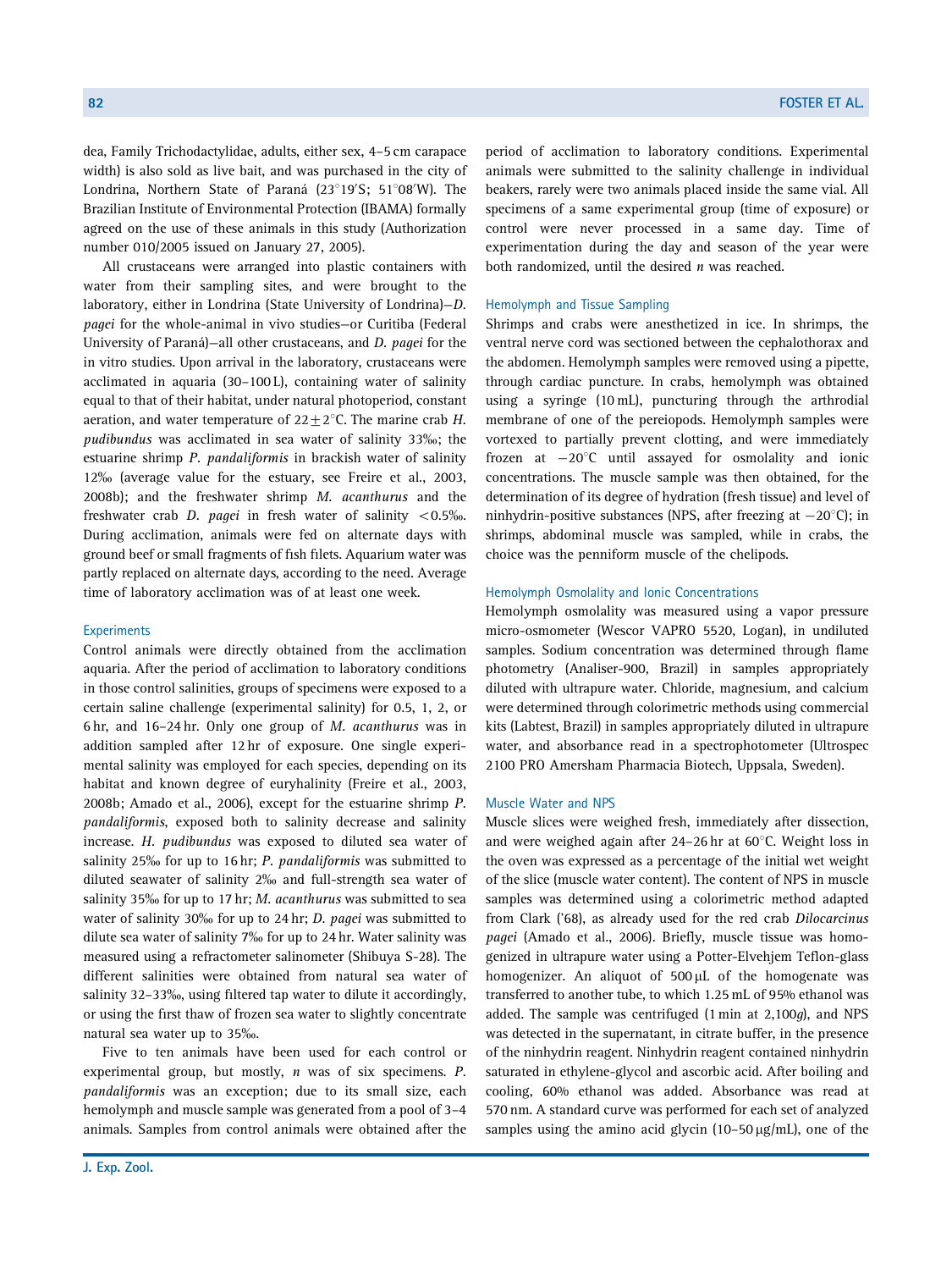dea, Family Trichodactylidae, adults, either sex, 4–5 cm carapace width) is also sold as live bait, and was purchased in the city of Londrina, Northern State of Paraná (23°19′S; 51°08′W). The Brazilian Institute of Environmental Protection (IBAMA) formally agreed on the use of these animals in this study (Authorization number 010/2005 issued on January 27, 2005).

All crustaceans were arranged into plastic containers with water from their sampling sites, and were brought to the laboratory, either in Londrina (State University of Londrina)—*D. pagei* for the whole-animal in vivo studies—or Curitiba (Federal University of Paraná)—all other crustaceans, and *D. pagei* for the in vitro studies. Upon arrival in the laboratory, crustaceans were acclimated in aquaria (30–100 L), containing water of salinity equal to that of their habitat, under natural photoperiod, constant aeration, and water temperature of $22 \pm 2$°C. The marine crab *H. pudibundus* was acclimated in sea water of salinity 33‰; the estuarine shrimp *P. pandaliformis* in brackish water of salinity 12‰ (average value for the estuary, see Freire et al., 2003, 2008b); and the freshwater shrimp *M. acanthurus* and the freshwater crab *D. pagei* in fresh water of salinity <0.5‰. During acclimation, animals were fed on alternate days with ground beef or small fragments of fish filets. Aquarium water was partly replaced on alternate days, according to the need. Average time of laboratory acclimation was of at least one week.

### Experiments

Control animals were directly obtained from the acclimation aquaria. After the period of acclimation to laboratory conditions in those control salinities, groups of specimens were exposed to a certain saline challenge (experimental salinity) for 0.5, 1, 2, or 6 hr, and 16–24 hr. Only one group of *M. acanthurus* was in addition sampled after 12 hr of exposure. One single experimental salinity was employed for each species, depending on its habitat and known degree of euryhalinity (Freire et al., 2003, 2008b; Amado et al., 2006), except for the estuarine shrimp *P. pandaliformis*, exposed both to salinity decrease and salinity increase. *H. pudibundus* was exposed to diluted sea water of salinity 25‰ for up to 16 hr; *P. pandaliformis* was submitted to diluted seawater of salinity 2‰ and full-strength sea water of salinity 35‰ for up to 17 hr; *M. acanthurus* was submitted to sea water of salinity 30‰ for up to 24 hr; *D. pagei* was submitted to dilute sea water of salinity 7‰ for up to 24 hr. Water salinity was measured using a refractometer salinometer (Shibuya S-28). The different salinities were obtained from natural sea water of salinity 32–33‰, using filtered tap water to dilute it accordingly, or using the first thaw of frozen sea water to slightly concentrate natural sea water up to 35‰.

Five to ten animals have been used for each control or experimental group, but mostly, *n* was of six specimens. *P. pandaliformis* was an exception; due to its small size, each hemolymph and muscle sample was generated from a pool of 3–4 animals. Samples from control animals were obtained after the period of acclimation to laboratory conditions. Experimental animals were submitted to the salinity challenge in individual beakers, rarely were two animals placed inside the same vial. All specimens of a same experimental group (time of exposure) or control were never processed in a same day. Time of experimentation during the day and season of the year were both randomized, until the desired *n* was reached.

### Hemolymph and Tissue Sampling

Shrimps and crabs were anesthetized in ice. In shrimps, the ventral nerve cord was sectioned between the cephalothorax and the abdomen. Hemolymph samples were removed using a pipette, through cardiac puncture. In crabs, hemolymph was obtained using a syringe (10 mL), puncturing through the arthrodial membrane of one of the pereiopods. Hemolymph samples were vortexed to partially prevent clotting, and were immediately frozen at −20°C until assayed for osmolality and ionic concentrations. The muscle sample was then obtained, for the determination of its degree of hydration (fresh tissue) and level of ninhydrin-positive substances (NPS, after freezing at −20°C); in shrimps, abdominal muscle was sampled, while in crabs, the choice was the penniform muscle of the chelipods.

### Hemolymph Osmolality and Ionic Concentrations

Hemolymph osmolality was measured using a vapor pressure micro-osmometer (Wescor VAPRO 5520, Logan), in undiluted samples. Sodium concentration was determined through flame photometry (Analiser-900, Brazil) in samples appropriately diluted with ultrapure water. Chloride, magnesium, and calcium were determined through colorimetric methods using commercial kits (Labtest, Brazil) in samples appropriately diluted in ultrapure water, and absorbance read in a spectrophotometer (Ultrospec 2100 PRO Amersham Pharmacia Biotech, Uppsala, Sweden).

### Muscle Water and NPS

Muscle slices were weighed fresh, immediately after dissection, and were weighed again after 24–26 hr at 60°C. Weight loss in the oven was expressed as a percentage of the initial wet weight of the slice (muscle water content). The content of NPS in muscle samples was determined using a colorimetric method adapted from Clark ('68), as already used for the red crab *Dilocarcinus pagei* (Amado et al., 2006). Briefly, muscle tissue was homogenized in ultrapure water using a Potter-Elvehjem Teflon-glass homogenizer. An aliquot of 500 µL of the homogenate was transferred to another tube, to which 1.25 mL of 95% ethanol was added. The sample was centrifuged (1 min at 2,100*g*), and NPS was detected in the supernatant, in citrate buffer, in the presence of the ninhydrin reagent. Ninhydrin reagent contained ninhydrin saturated in ethylene-glycol and ascorbic acid. After boiling and cooling, 60% ethanol was added. Absorbance was read at 570 nm. A standard curve was performed for each set of analyzed samples using the amino acid glycin (10–50 µg/mL), one of the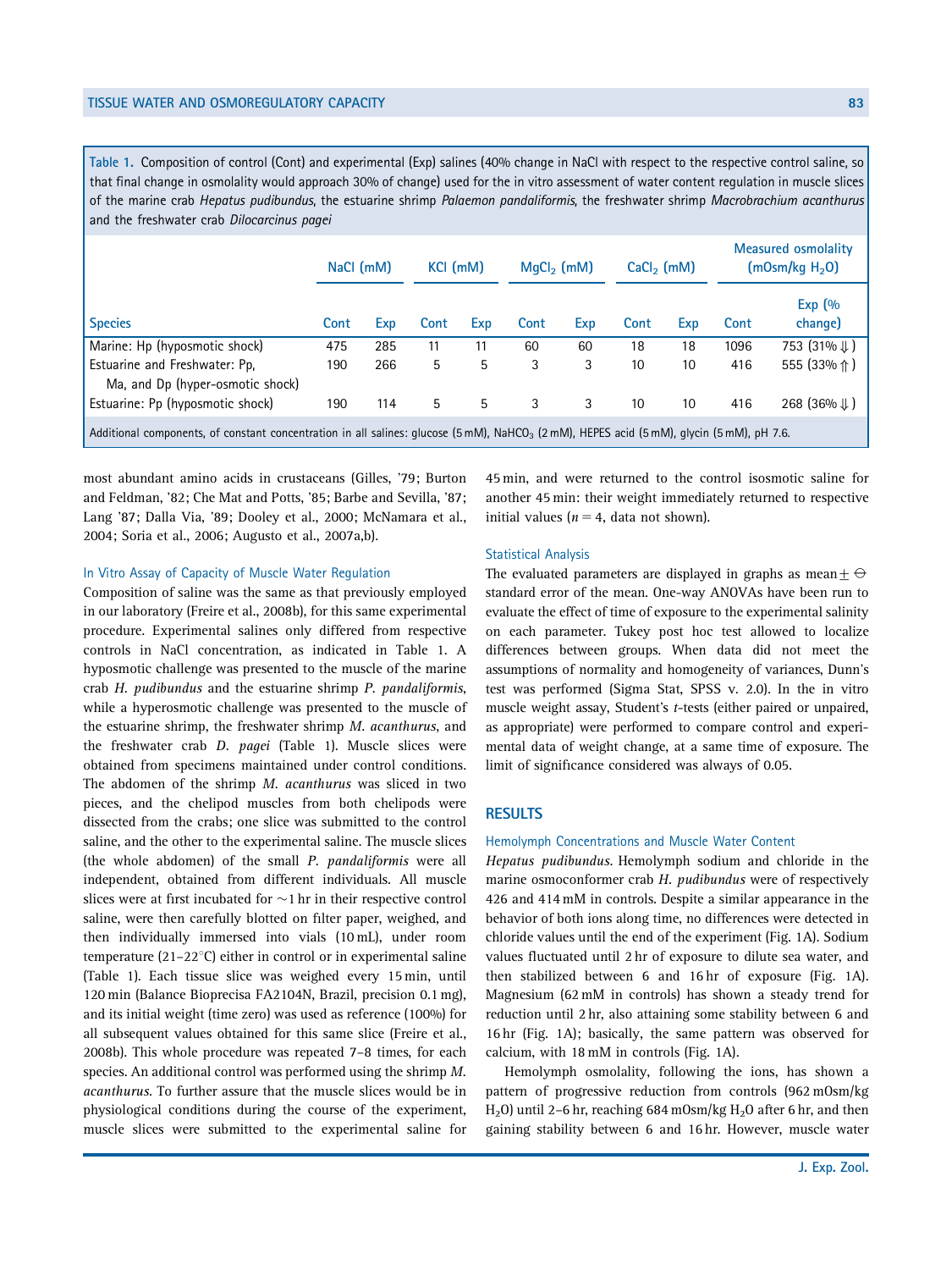Table 1. Composition of control (Cont) and experimental (Exp) salines (40% change in NaCl with respect to the respective control saline, so that final change in osmolality would approach 30% of change) used for the in vitro assessment of water content regulation in muscle slices of the marine crab *Hepatus pudibundus*, the estuarine shrimp *Palaemon pandaliformis*, the freshwater shrimp *Macrobrachium acanthurus* and the freshwater crab *Dilocarcinus pagei*

| Species | NaCl (mM) | | KCl (mM) | | $MgCl_2$ (mM) | | $CaCl_2$ (mM) | | Measured osmolality (mOsm/kg $H_2O$) | |
|---|---|---|---|---|---|---|---|---|---|---|
| | Cont | Exp | Cont | Exp | Cont | Exp | Cont | Exp | Cont | Exp (% change) |
| Marine: Hp (hyposmotic shock) | 475 | 285 | 11 | 11 | 60 | 60 | 18 | 18 | 1096 | 753 (31% ⇓) |
| Estuarine and Freshwater: Pp, Ma, and Dp (hyper-osmotic shock) | 190 | 266 | 5 | 5 | 3 | 3 | 10 | 10 | 416 | 555 (33% ⇑) |
| Estuarine: Pp (hyposmotic shock) | 190 | 114 | 5 | 5 | 3 | 3 | 10 | 10 | 416 | 268 (36% ⇓) |

Additional components, of constant concentration in all salines: glucose (5 mM), $NaHCO_3$ (2 mM), HEPES acid (5 mM), glycin (5 mM), pH 7.6.

most abundant amino acids in crustaceans (Gilles, '79; Burton and Feldman, '82; Che Mat and Potts, '85; Barbe and Sevilla, '87; Lang '87; Dalla Via, '89; Dooley et al., 2000; McNamara et al., 2004; Soria et al., 2006; Augusto et al., 2007a,b).

### In Vitro Assay of Capacity of Muscle Water Regulation

Composition of saline was the same as that previously employed in our laboratory (Freire et al., 2008b), for this same experimental procedure. Experimental salines only differed from respective controls in NaCl concentration, as indicated in Table 1. A hyposmotic challenge was presented to the muscle of the marine crab *H. pudibundus* and the estuarine shrimp *P. pandaliformis*, while a hyperosmotic challenge was presented to the muscle of the estuarine shrimp, the freshwater shrimp *M. acanthurus*, and the freshwater crab *D. pagei* (Table 1). Muscle slices were obtained from specimens maintained under control conditions. The abdomen of the shrimp *M. acanthurus* was sliced in two pieces, and the chelipod muscles from both chelipods were dissected from the crabs; one slice was submitted to the control saline, and the other to the experimental saline. The muscle slices (the whole abdomen) of the small *P. pandaliformis* were all independent, obtained from different individuals. All muscle slices were at first incubated for ~1 hr in their respective control saline, were then carefully blotted on filter paper, weighed, and then individually immersed into vials (10 mL), under room temperature (21–22°C) either in control or in experimental saline (Table 1). Each tissue slice was weighed every 15 min, until 120 min (Balance Bioprecisa FA2104N, Brazil, precision 0.1 mg), and its initial weight (time zero) was used as reference (100%) for all subsequent values obtained for this same slice (Freire et al., 2008b). This whole procedure was repeated 7–8 times, for each species. An additional control was performed using the shrimp *M. acanthurus*. To further assure that the muscle slices would be in physiological conditions during the course of the experiment, muscle slices were submitted to the experimental saline for 45 min, and were returned to the control isosmotic saline for another 45 min: their weight immediately returned to respective initial values ($n = 4$, data not shown).

### Statistical Analysis

The evaluated parameters are displayed in graphs as mean ± standard error of the mean. One-way ANOVAs have been run to evaluate the effect of time of exposure to the experimental salinity on each parameter. Tukey post hoc test allowed to localize differences between groups. When data did not meet the assumptions of normality and homogeneity of variances, Dunn's test was performed (Sigma Stat, SPSS v. 2.0). In the in vitro muscle weight assay, Student's *t*-tests (either paired or unpaired, as appropriate) were performed to compare control and experimental data of weight change, at a same time of exposure. The limit of significance considered was always of 0.05.

## RESULTS

### Hemolymph Concentrations and Muscle Water Content

*Hepatus pudibundus*. Hemolymph sodium and chloride in the marine osmoconformer crab *H. pudibundus* were of respectively 426 and 414 mM in controls. Despite a similar appearance in the behavior of both ions along time, no differences were detected in chloride values until the end of the experiment (Fig. 1A). Sodium values fluctuated until 2 hr of exposure to dilute sea water, and then stabilized between 6 and 16 hr of exposure (Fig. 1A). Magnesium (62 mM in controls) has shown a steady trend for reduction until 2 hr, also attaining some stability between 6 and 16 hr (Fig. 1A); basically, the same pattern was observed for calcium, with 18 mM in controls (Fig. 1A).

Hemolymph osmolality, following the ions, has shown a pattern of progressive reduction from controls (962 mOsm/kg $H_2O$) until 2–6 hr, reaching 684 mOsm/kg $H_2O$ after 6 hr, and then gaining stability between 6 and 16 hr. However, muscle water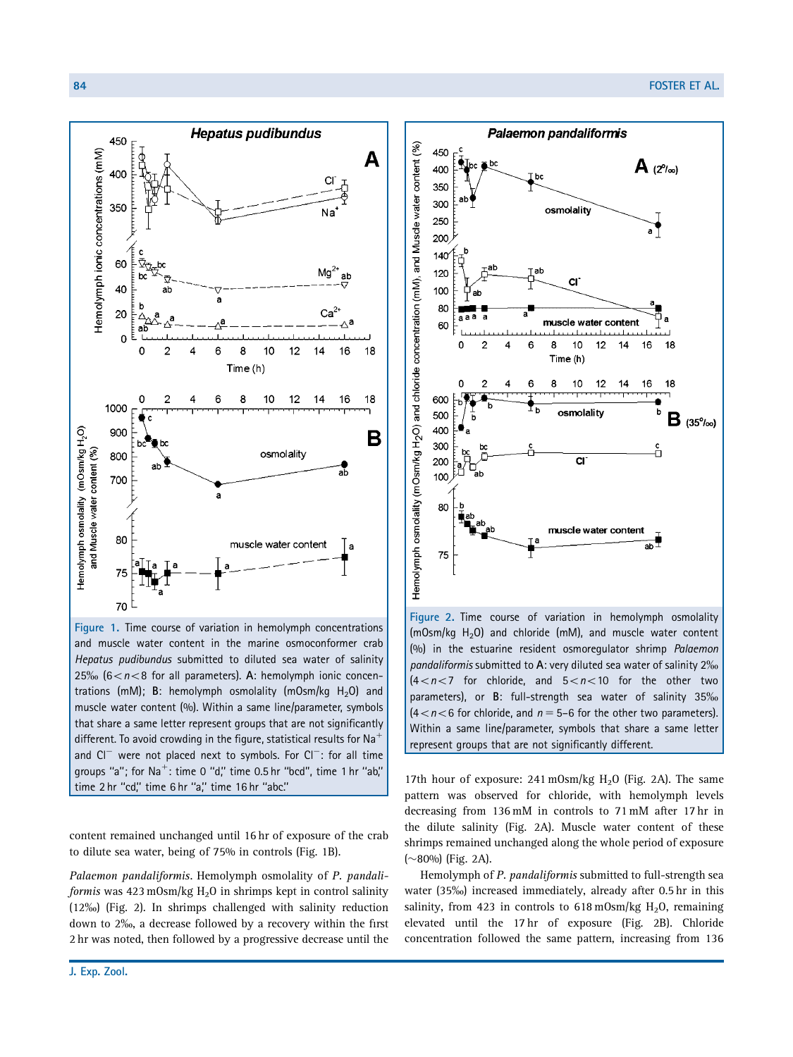Figure 1. Time course of variation in hemolymph concentrations and muscle water content in the marine osmoconformer crab *Hepatus pudibundus* submitted to diluted sea water of salinity 25‰ ($6<n<8$ for all parameters). **A**: hemolymph ionic concentrations (mM); **B**: hemolymph osmolality (mOsm/kg $H_2O$) and muscle water content (%). Within a same line/parameter, symbols that share a same letter represent groups that are not significantly different. To avoid crowding in the figure, statistical results for $Na^+$ and $Cl^-$ were not placed next to symbols. For $Cl^-$: for all time groups "a"; for $Na^+$: time 0 "d," time 0.5 hr "bcd", time 1 hr "ab," time 2 hr "cd," time 6 hr "a," time 16 hr "abc."

Figure 2. Time course of variation in hemolymph osmolality (mOsm/kg $H_2O$) and chloride (mM), and muscle water content (%) in the estuarine resident osmoregulator shrimp *Palaemon pandaliformis* submitted to **A**: very diluted sea water of salinity 2‰ ($4<n<7$ for chloride, and $5<n<10$ for the other two parameters), or **B**: full-strength sea water of salinity 35‰ ($4<n<6$ for chloride, and $n=5$–$6$ for the other two parameters). Within a same line/parameter, symbols that share a same letter represent groups that are not significantly different.

content remained unchanged until 16 hr of exposure of the crab to dilute sea water, being of 75% in controls (Fig. 1B).

*Palaemon pandaliformis*. Hemolymph osmolality of *P. pandaliformis* was 423 mOsm/kg $H_2O$ in shrimps kept in control salinity (12‰) (Fig. 2). In shrimps challenged with salinity reduction down to 2‰, a decrease followed by a recovery within the first 2 hr was noted, then followed by a progressive decrease until the 17th hour of exposure: 241 mOsm/kg $H_2O$ (Fig. 2A). The same pattern was observed for chloride, with hemolymph levels decreasing from 136 mM in controls to 71 mM after 17 hr in the dilute salinity (Fig. 2A). Muscle water content of these shrimps remained unchanged along the whole period of exposure (~80%) (Fig. 2A).

Hemolymph of *P. pandaliformis* submitted to full-strength sea water (35‰) increased immediately, already after 0.5 hr in this salinity, from 423 in controls to 618 mOsm/kg $H_2O$, remaining elevated until the 17 hr of exposure (Fig. 2B). Chloride concentration followed the same pattern, increasing from 136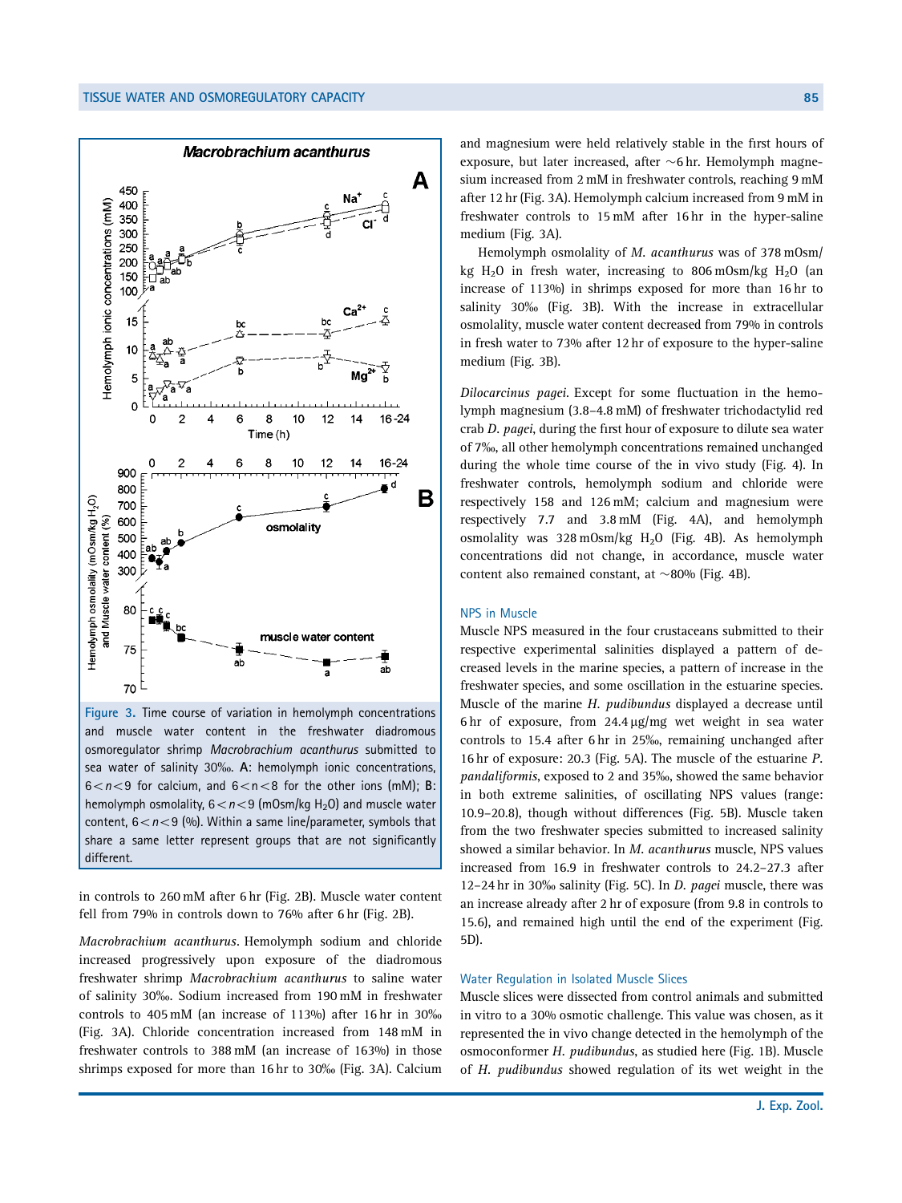Figure 3. Time course of variation in hemolymph concentrations and muscle water content in the freshwater diadromous osmoregulator shrimp *Macrobrachium acanthurus* submitted to sea water of salinity 30‰. **A**: hemolymph ionic concentrations, $6<n<9$ for calcium, and $6<n<8$ for the other ions (mM); **B**: hemolymph osmolality, $6<n<9$ (mOsm/kg $H_2O$) and muscle water content, $6<n<9$ (%). Within a same line/parameter, symbols that share a same letter represent groups that are not significantly different.

in controls to 260 mM after 6 hr (Fig. 2B). Muscle water content fell from 79% in controls down to 76% after 6 hr (Fig. 2B).

*Macrobrachium acanthurus*. Hemolymph sodium and chloride increased progressively upon exposure of the diadromous freshwater shrimp *Macrobrachium acanthurus* to saline water of salinity 30‰. Sodium increased from 190 mM in freshwater controls to 405 mM (an increase of 113%) after 16 hr in 30‰ (Fig. 3A). Chloride concentration increased from 148 mM in freshwater controls to 388 mM (an increase of 163%) in those shrimps exposed for more than 16 hr to 30‰ (Fig. 3A). Calcium and magnesium were held relatively stable in the first hours of exposure, but later increased, after ~6 hr. Hemolymph magnesium increased from 2 mM in freshwater controls, reaching 9 mM after 12 hr (Fig. 3A). Hemolymph calcium increased from 9 mM in freshwater controls to 15 mM after 16 hr in the hyper-saline medium (Fig. 3A).

Hemolymph osmolality of *M. acanthurus* was of 378 mOsm/kg $H_2O$ in fresh water, increasing to 806 mOsm/kg $H_2O$ (an increase of 113%) in shrimps exposed for more than 16 hr to salinity 30‰ (Fig. 3B). With the increase in extracellular osmolality, muscle water content decreased from 79% in controls in fresh water to 73% after 12 hr of exposure to the hyper-saline medium (Fig. 3B).

*Dilocarcinus pagei*. Except for some fluctuation in the hemolymph magnesium (3.8–4.8 mM) of freshwater trichodactylid red crab *D. pagei*, during the first hour of exposure to dilute sea water of 7‰, all other hemolymph concentrations remained unchanged during the whole time course of the in vivo study (Fig. 4). In freshwater controls, hemolymph sodium and chloride were respectively 158 and 126 mM; calcium and magnesium were respectively 7.7 and 3.8 mM (Fig. 4A), and hemolymph osmolality was 328 mOsm/kg $H_2O$ (Fig. 4B). As hemolymph concentrations did not change, in accordance, muscle water content also remained constant, at ~80% (Fig. 4B).

## NPS in Muscle

Muscle NPS measured in the four crustaceans submitted to their respective experimental salinities displayed a pattern of decreased levels in the marine species, a pattern of increase in the freshwater species, and some oscillation in the estuarine species. Muscle of the marine *H. pudibundus* displayed a decrease until 6 hr of exposure, from 24.4 μg/mg wet weight in sea water controls to 15.4 after 6 hr in 25‰, remaining unchanged after 16 hr of exposure: 20.3 (Fig. 5A). The muscle of the estuarine *P. pandaliformis*, exposed to 2 and 35‰, showed the same behavior in both extreme salinities, of oscillating NPS values (range: 10.9–20.8), though without differences (Fig. 5B). Muscle taken from the two freshwater species submitted to increased salinity showed a similar behavior. In *M. acanthurus* muscle, NPS values increased from 16.9 in freshwater controls to 24.2–27.3 after 12–24 hr in 30‰ salinity (Fig. 5C). In *D. pagei* muscle, there was an increase already after 2 hr of exposure (from 9.8 in controls to 15.6), and remained high until the end of the experiment (Fig. 5D).

## Water Regulation in Isolated Muscle Slices

Muscle slices were dissected from control animals and submitted in vitro to a 30% osmotic challenge. This value was chosen, as it represented the in vivo change detected in the hemolymph of the osmoconformer *H. pudibundus*, as studied here (Fig. 1B). Muscle of *H. pudibundus* showed regulation of its wet weight in the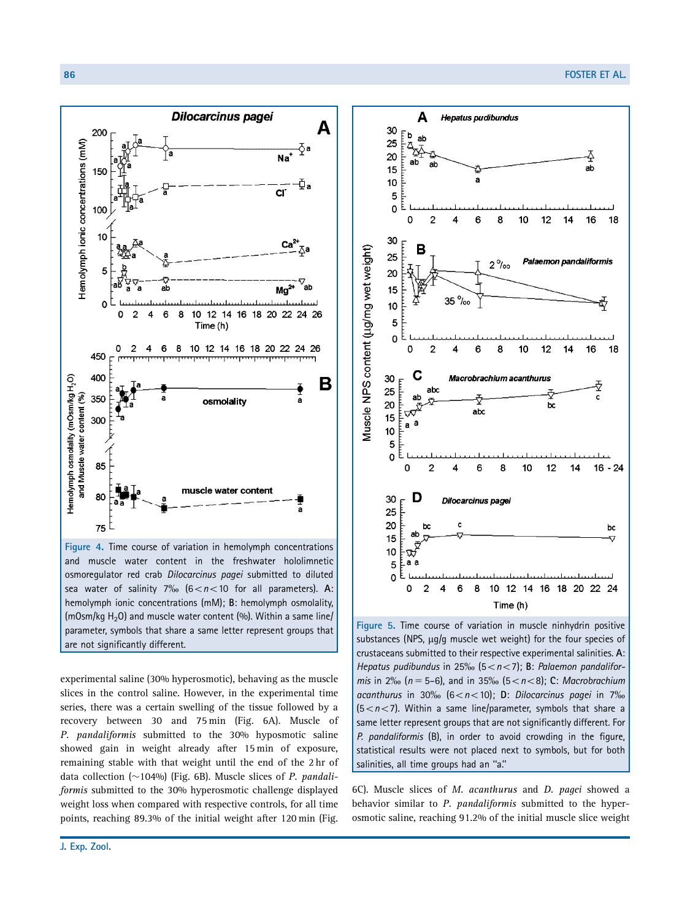Figure 4. Time course of variation in hemolymph concentrations and muscle water content in the freshwater hololimnetic osmoregulator red crab *Dilocarcinus pagei* submitted to diluted sea water of salinity 7‰ ($6<n<10$ for all parameters). A: hemolymph ionic concentrations (mM); B: hemolymph osmolality, (mOsm/kg $H_2O$) and muscle water content (%). Within a same line/parameter, symbols that share a same letter represent groups that are not significantly different.

Figure 5. Time course of variation in muscle ninhydrin positive substances (NPS, µg/g muscle wet weight) for the four species of crustaceans submitted to their respective experimental salinities. A: *Hepatus pudibundus* in 25‰ ($5<n<7$); B: *Palaemon pandaliformis* in 2‰ ($n=5$–6), and in 35‰ ($5<n<8$); C: *Macrobrachium acanthurus* in 30‰ ($6<n<10$); D: *Dilocarcinus pagei* in 7‰ ($5<n<7$). Within a same line/parameter, symbols that share a same letter represent groups that are not significantly different. For *P. pandaliformis* (B), in order to avoid crowding in the figure, statistical results were not placed next to symbols, but for both salinities, all time groups had an "a."

experimental saline (30% hyperosmotic), behaving as the muscle slices in the control saline. However, in the experimental time series, there was a certain swelling of the tissue followed by a recovery between 30 and 75 min (Fig. 6A). Muscle of *P. pandaliformis* submitted to the 30% hyposmotic saline showed gain in weight already after 15 min of exposure, remaining stable with that weight until the end of the 2 hr of data collection (~104%) (Fig. 6B). Muscle slices of *P. pandaliformis* submitted to the 30% hyperosmotic challenge displayed weight loss when compared with respective controls, for all time points, reaching 89.3% of the initial weight after 120 min (Fig. 6C). Muscle slices of *M. acanthurus* and *D. pagei* showed a behavior similar to *P. pandaliformis* submitted to the hyperosmotic saline, reaching 91.2% of the initial muscle slice weight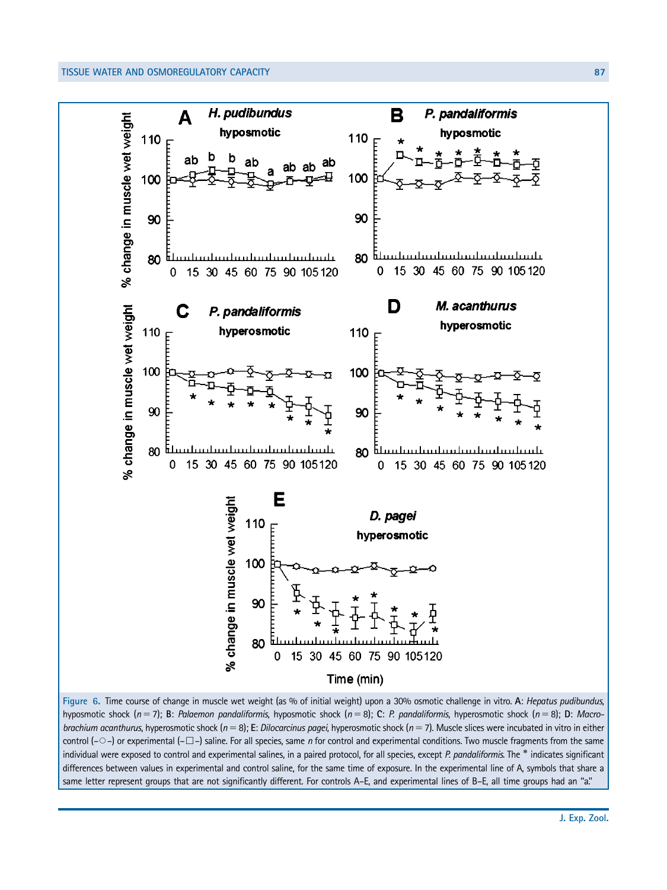Figure 6. Time course of change in muscle wet weight (as % of initial weight) upon a 30% osmotic challenge in vitro. A: *Hepatus pudibundus*, hyposmotic shock ($n = 7$); B: *Palaemon pandaliformis*, hyposmotic shock ($n = 8$); C: *P. pandaliformis*, hyperosmotic shock ($n = 8$); D: *Macrobrachium acanthurus*, hyperosmotic shock ($n = 8$); E: *Dilocarcinus pagei*, hyperosmotic shock ($n = 7$). Muscle slices were incubated in vitro in either control (–○–) or experimental (–□–) saline. For all species, same *n* for control and experimental conditions. Two muscle fragments from the same individual were exposed to control and experimental salines, in a paired protocol, for all species, except *P. pandaliformis*. The * indicates significant differences between values in experimental and control saline, for the same time of exposure. In the experimental line of A, symbols that share a same letter represent groups that are not significantly different. For controls A–E, and experimental lines of B–E, all time groups had an "a."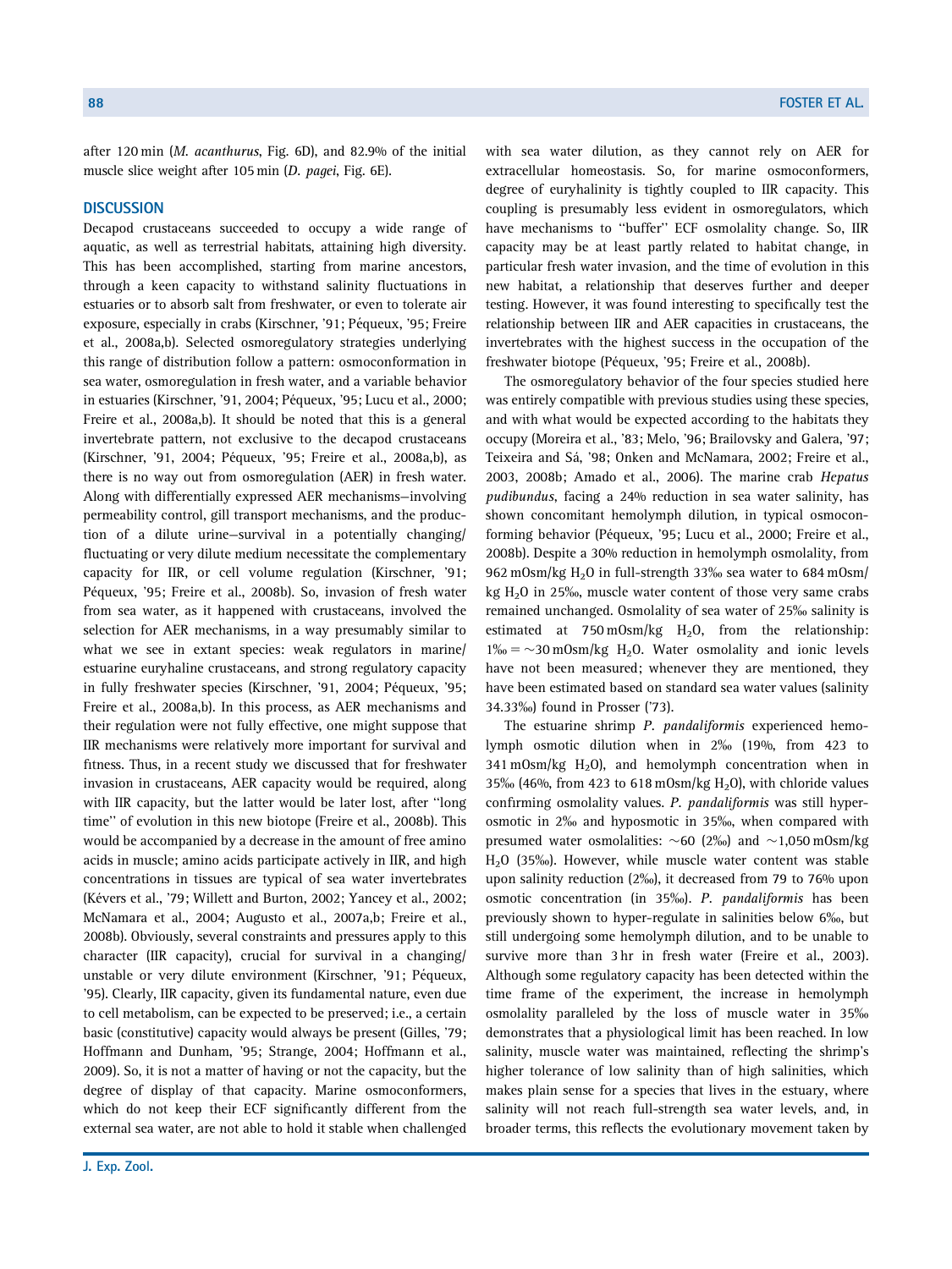after 120 min (*M. acanthurus*, Fig. 6D), and 82.9% of the initial muscle slice weight after 105 min (*D. pagei*, Fig. 6E).

## DISCUSSION

Decapod crustaceans succeeded to occupy a wide range of aquatic, as well as terrestrial habitats, attaining high diversity. This has been accomplished, starting from marine ancestors, through a keen capacity to withstand salinity fluctuations in estuaries or to absorb salt from freshwater, or even to tolerate air exposure, especially in crabs (Kirschner, '91; Péqueux, '95; Freire et al., 2008a,b). Selected osmoregulatory strategies underlying this range of distribution follow a pattern: osmoconformation in sea water, osmoregulation in fresh water, and a variable behavior in estuaries (Kirschner, '91, 2004; Péqueux, '95; Lucu et al., 2000; Freire et al., 2008a,b). It should be noted that this is a general invertebrate pattern, not exclusive to the decapod crustaceans (Kirschner, '91, 2004; Péqueux, '95; Freire et al., 2008a,b), as there is no way out from osmoregulation (AER) in fresh water. Along with differentially expressed AER mechanisms—involving permeability control, gill transport mechanisms, and the production of a dilute urine—survival in a potentially changing/fluctuating or very dilute medium necessitate the complementary capacity for IIR, or cell volume regulation (Kirschner, '91; Péqueux, '95; Freire et al., 2008b). So, invasion of fresh water from sea water, as it happened with crustaceans, involved the selection for AER mechanisms, in a way presumably similar to what we see in extant species: weak regulators in marine/estuarine euryhaline crustaceans, and strong regulatory capacity in fully freshwater species (Kirschner, '91, 2004; Péqueux, '95; Freire et al., 2008a,b). In this process, as AER mechanisms and their regulation were not fully effective, one might suppose that IIR mechanisms were relatively more important for survival and fitness. Thus, in a recent study we discussed that for freshwater invasion in crustaceans, AER capacity would be required, along with IIR capacity, but the latter would be later lost, after "long time" of evolution in this new biotope (Freire et al., 2008b). This would be accompanied by a decrease in the amount of free amino acids in muscle; amino acids participate actively in IIR, and high concentrations in tissues are typical of sea water invertebrates (Kévers et al., '79; Willett and Burton, 2002; Yancey et al., 2002; McNamara et al., 2004; Augusto et al., 2007a,b; Freire et al., 2008b). Obviously, several constraints and pressures apply to this character (IIR capacity), crucial for survival in a changing/unstable or very dilute environment (Kirschner, '91; Péqueux, '95). Clearly, IIR capacity, given its fundamental nature, even due to cell metabolism, can be expected to be preserved; i.e., a certain basic (constitutive) capacity would always be present (Gilles, '79; Hoffmann and Dunham, '95; Strange, 2004; Hoffmann et al., 2009). So, it is not a matter of having or not the capacity, but the degree of display of that capacity. Marine osmoconformers, which do not keep their ECF significantly different from the external sea water, are not able to hold it stable when challenged with sea water dilution, as they cannot rely on AER for extracellular homeostasis. So, for marine osmoconformers, degree of euryhalinity is tightly coupled to IIR capacity. This coupling is presumably less evident in osmoregulators, which have mechanisms to "buffer" ECF osmolality change. So, IIR capacity may be at least partly related to habitat change, in particular fresh water invasion, and the time of evolution in this new habitat, a relationship that deserves further and deeper testing. However, it was found interesting to specifically test the relationship between IIR and AER capacities in crustaceans, the invertebrates with the highest success in the occupation of the freshwater biotope (Péqueux, '95; Freire et al., 2008b).

The osmoregulatory behavior of the four species studied here was entirely compatible with previous studies using these species, and with what would be expected according to the habitats they occupy (Moreira et al., '83; Melo, '96; Brailovsky and Galera, '97; Teixeira and Sá, '98; Onken and McNamara, 2002; Freire et al., 2003, 2008b; Amado et al., 2006). The marine crab *Hepatus pudibundus*, facing a 24% reduction in sea water salinity, has shown concomitant hemolymph dilution, in typical osmoconforming behavior (Péqueux, '95; Lucu et al., 2000; Freire et al., 2008b). Despite a 30% reduction in hemolymph osmolality, from 962 mOsm/kg $H_2O$ in full-strength 33‰ sea water to 684 mOsm/kg $H_2O$ in 25‰, muscle water content of those very same crabs remained unchanged. Osmolality of sea water of 25‰ salinity is estimated at 750 mOsm/kg $H_2O$, from the relationship: 1‰ = ~30 mOsm/kg $H_2O$. Water osmolality and ionic levels have not been measured; whenever they are mentioned, they have been estimated based on standard sea water values (salinity 34.33‰) found in Prosser ('73).

The estuarine shrimp *P. pandaliformis* experienced hemolymph osmotic dilution when in 2‰ (19%, from 423 to 341 mOsm/kg $H_2O$), and hemolymph concentration when in 35‰ (46%, from 423 to 618 mOsm/kg $H_2O$), with chloride values confirming osmolality values. *P. pandaliformis* was still hyperosmotic in 2‰ and hyposmotic in 35‰, when compared with presumed water osmolalities: ~60 (2‰) and ~1,050 mOsm/kg $H_2O$ (35‰). However, while muscle water content was stable upon salinity reduction (2‰), it decreased from 79 to 76% upon osmotic concentration (in 35‰). *P. pandaliformis* has been previously shown to hyper-regulate in salinities below 6‰, but still undergoing some hemolymph dilution, and to be unable to survive more than 3 hr in fresh water (Freire et al., 2003). Although some regulatory capacity has been detected within the time frame of the experiment, the increase in hemolymph osmolality paralleled by the loss of muscle water in 35‰ demonstrates that a physiological limit has been reached. In low salinity, muscle water was maintained, reflecting the shrimp's higher tolerance of low salinity than of high salinities, which makes plain sense for a species that lives in the estuary, where salinity will not reach full-strength sea water levels, and, in broader terms, this reflects the evolutionary movement taken by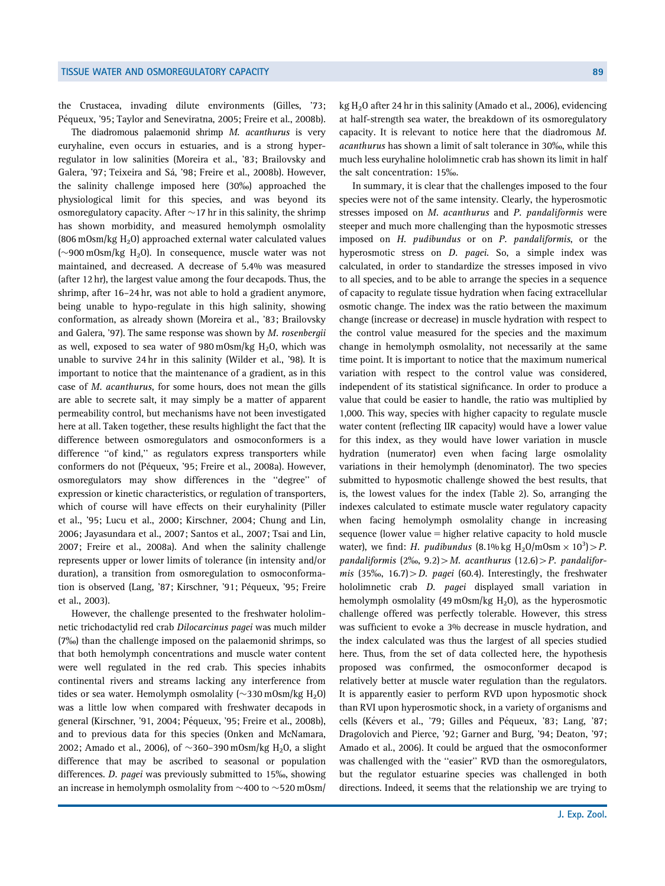the Crustacea, invading dilute environments (Gilles, '73; Péqueux, '95; Taylor and Seneviratna, 2005; Freire et al., 2008b).

The diadromous palaemonid shrimp *M. acanthurus* is very euryhaline, even occurs in estuaries, and is a strong hyper-regulator in low salinities (Moreira et al., '83; Brailovsky and Galera, '97; Teixeira and Sá, '98; Freire et al., 2008b). However, the salinity challenge imposed here (30‰) approached the physiological limit for this species, and was beyond its osmoregulatory capacity. After ~17 hr in this salinity, the shrimp has shown morbidity, and measured hemolymph osmolality (806 mOsm/kg $H_2O$) approached external water calculated values (~900 mOsm/kg $H_2O$). In consequence, muscle water was not maintained, and decreased. A decrease of 5.4% was measured (after 12 hr), the largest value among the four decapods. Thus, the shrimp, after 16–24 hr, was not able to hold a gradient anymore, being unable to hypo-regulate in this high salinity, showing conformation, as already shown (Moreira et al., '83; Brailovsky and Galera, '97). The same response was shown by *M. rosenbergii* as well, exposed to sea water of 980 mOsm/kg $H_2O$, which was unable to survive 24 hr in this salinity (Wilder et al., '98). It is important to notice that the maintenance of a gradient, as in this case of *M. acanthurus*, for some hours, does not mean the gills are able to secrete salt, it may simply be a matter of apparent permeability control, but mechanisms have not been investigated here at all. Taken together, these results highlight the fact that the difference between osmoregulators and osmoconformers is a difference "of kind," as regulators express transporters while conformers do not (Péqueux, '95; Freire et al., 2008a). However, osmoregulators may show differences in the "degree" of expression or kinetic characteristics, or regulation of transporters, which of course will have effects on their euryhalinity (Piller et al., '95; Lucu et al., 2000; Kirschner, 2004; Chung and Lin, 2006; Jayasundara et al., 2007; Santos et al., 2007; Tsai and Lin, 2007; Freire et al., 2008a). And when the salinity challenge represents upper or lower limits of tolerance (in intensity and/or duration), a transition from osmoregulation to osmoconformation is observed (Lang, '87; Kirschner, '91; Péqueux, '95; Freire et al., 2003).

However, the challenge presented to the freshwater hololimnetic trichodactylid red crab *Dilocarcinus pagei* was much milder (7‰) than the challenge imposed on the palaemonid shrimps, so that both hemolymph concentrations and muscle water content were well regulated in the red crab. This species inhabits continental rivers and streams lacking any interference from tides or sea water. Hemolymph osmolality (~330 mOsm/kg $H_2O$) was a little low when compared with freshwater decapods in general (Kirschner, '91, 2004; Péqueux, '95; Freire et al., 2008b), and to previous data for this species (Onken and McNamara, 2002; Amado et al., 2006), of ~360–390 mOsm/kg $H_2O$, a slight difference that may be ascribed to seasonal or population differences. *D. pagei* was previously submitted to 15‰, showing an increase in hemolymph osmolality from ~400 to ~520 mOsm/kg $H_2O$ after 24 hr in this salinity (Amado et al., 2006), evidencing at half-strength sea water, the breakdown of its osmoregulatory capacity. It is relevant to notice here that the diadromous *M. acanthurus* has shown a limit of salt tolerance in 30‰, while this much less euryhaline hololimnetic crab has shown its limit in half the salt concentration: 15‰.

In summary, it is clear that the challenges imposed to the four species were not of the same intensity. Clearly, the hyperosmotic stresses imposed on *M. acanthurus* and *P. pandaliformis* were steeper and much more challenging than the hyposmotic stresses imposed on *H. pudibundus* or on *P. pandaliformis*, or the hyperosmotic stress on *D. pagei*. So, a simple index was calculated, in order to standardize the stresses imposed in vivo to all species, and to be able to arrange the species in a sequence of capacity to regulate tissue hydration when facing extracellular osmotic change. The index was the ratio between the maximum change (increase or decrease) in muscle hydration with respect to the control value measured for the species and the maximum change in hemolymph osmolality, not necessarily at the same time point. It is important to notice that the maximum numerical variation with respect to the control value was considered, independent of its statistical significance. In order to produce a value that could be easier to handle, the ratio was multiplied by 1,000. This way, species with higher capacity to regulate muscle water content (reflecting IIR capacity) would have a lower value for this index, as they would have lower variation in muscle hydration (numerator) even when facing large osmolality variations in their hemolymph (denominator). The two species submitted to hyposmotic challenge showed the best results, that is, the lowest values for the index (Table 2). So, arranging the indexes calculated to estimate muscle water regulatory capacity when facing hemolymph osmolality change in increasing sequence (lower value = higher relative capacity to hold muscle water), we find: *H. pudibundus* (8.1% kg $H_2O$/mOsm $\times 10^3$) > *P. pandaliformis* (2‰, 9.2) > *M. acanthurus* (12.6) > *P. pandaliformis* (35‰, 16.7) > *D. pagei* (60.4). Interestingly, the freshwater hololimnetic crab *D. pagei* displayed small variation in hemolymph osmolality (49 mOsm/kg $H_2O$), as the hyperosmotic challenge offered was perfectly tolerable. However, this stress was sufficient to evoke a 3% decrease in muscle hydration, and the index calculated was thus the largest of all species studied here. Thus, from the set of data collected here, the hypothesis proposed was confirmed, the osmoconformer decapod is relatively better at muscle water regulation than the regulators. It is apparently easier to perform RVD upon hyposmotic shock than RVI upon hyperosmotic shock, in a variety of organisms and cells (Kévers et al., '79; Gilles and Péqueux, '83; Lang, '87; Dragolovich and Pierce, '92; Garner and Burg, '94; Deaton, '97; Amado et al., 2006). It could be argued that the osmoconformer was challenged with the "easier" RVD than the osmoregulators, but the regulator estuarine species was challenged in both directions. Indeed, it seems that the relationship we are trying to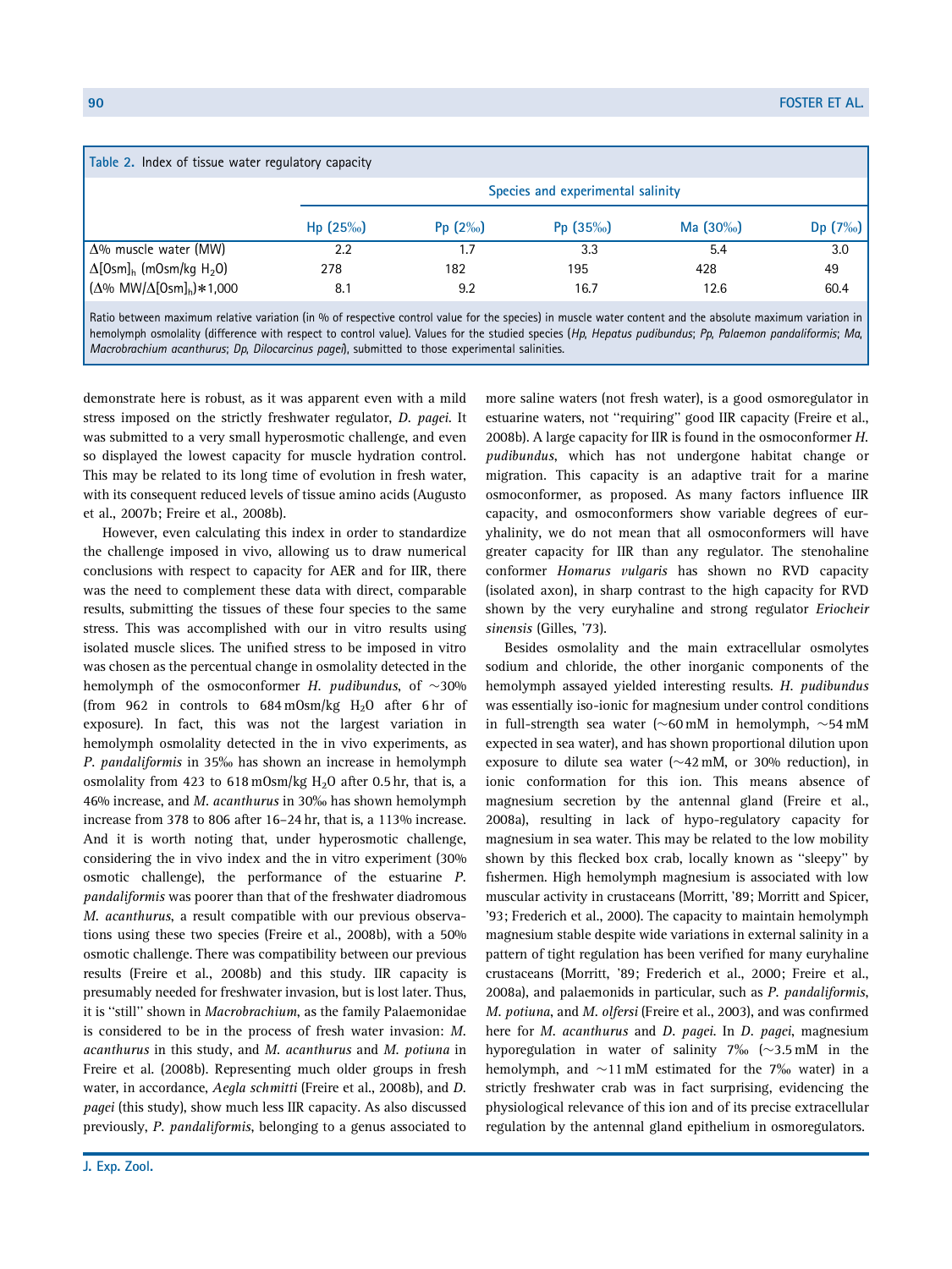Table 2. Index of tissue water regulatory capacity

| | Species and experimental salinity | | | | |
|---|---|---|---|---|---|
| | Hp (25‰) | Pp (2‰) | Pp (35‰) | Ma (30‰) | Dp (7‰) |
| Δ% muscle water (MW) | 2.2 | 1.7 | 3.3 | 5.4 | 3.0 |
| $\Delta[\mathrm{Osm}]_h$ (mOsm/kg $H_2O$) | 278 | 182 | 195 | 428 | 49 |
| $(\Delta\%\ \mathrm{MW}/\Delta[\mathrm{Osm}]_h)*1{,}000$ | 8.1 | 9.2 | 16.7 | 12.6 | 60.4 |

Ratio between maximum relative variation (in % of respective control value for the species) in muscle water content and the absolute maximum variation in hemolymph osmolality (difference with respect to control value). Values for the studied species (*Hp*, *Hepatus pudibundus*; *Pp*, *Palaemon pandaliformis*; *Ma*, *Macrobrachium acanthurus*; *Dp*, *Dilocarcinus pagei*), submitted to those experimental salinities.

demonstrate here is robust, as it was apparent even with a mild stress imposed on the strictly freshwater regulator, *D. pagei*. It was submitted to a very small hyperosmotic challenge, and even so displayed the lowest capacity for muscle hydration control. This may be related to its long time of evolution in fresh water, with its consequent reduced levels of tissue amino acids (Augusto et al., 2007b; Freire et al., 2008b).

However, even calculating this index in order to standardize the challenge imposed in vivo, allowing us to draw numerical conclusions with respect to capacity for AER and for IIR, there was the need to complement these data with direct, comparable results, submitting the tissues of these four species to the same stress. This was accomplished with our in vitro results using isolated muscle slices. The unified stress to be imposed in vitro was chosen as the percentual change in osmolality detected in the hemolymph of the osmoconformer *H. pudibundus*, of ~30% (from 962 in controls to 684 mOsm/kg $H_2O$ after 6 hr of exposure). In fact, this was not the largest variation in hemolymph osmolality detected in the in vivo experiments, as *P. pandaliformis* in 35‰ has shown an increase in hemolymph osmolality from 423 to 618 mOsm/kg $H_2O$ after 0.5 hr, that is, a 46% increase, and *M. acanthurus* in 30‰ has shown hemolymph increase from 378 to 806 after 16–24 hr, that is, a 113% increase. And it is worth noting that, under hyperosmotic challenge, considering the in vivo index and the in vitro experiment (30% osmotic challenge), the performance of the estuarine *P. pandaliformis* was poorer than that of the freshwater diadromous *M. acanthurus*, a result compatible with our previous observations using these two species (Freire et al., 2008b), with a 50% osmotic challenge. There was compatibility between our previous results (Freire et al., 2008b) and this study. IIR capacity is presumably needed for freshwater invasion, but is lost later. Thus, it is "still" shown in *Macrobrachium*, as the family Palaemonidae is considered to be in the process of fresh water invasion: *M. acanthurus* in this study, and *M. acanthurus* and *M. potiuna* in Freire et al. (2008b). Representing much older groups in fresh water, in accordance, *Aegla schmitti* (Freire et al., 2008b), and *D. pagei* (this study), show much less IIR capacity. As also discussed previously, *P. pandaliformis*, belonging to a genus associated to more saline waters (not fresh water), is a good osmoregulator in estuarine waters, not "requiring" good IIR capacity (Freire et al., 2008b). A large capacity for IIR is found in the osmoconformer *H. pudibundus*, which has not undergone habitat change or migration. This capacity is an adaptive trait for a marine osmoconformer, as proposed. As many factors influence IIR capacity, and osmoconformers show variable degrees of euryhalinity, we do not mean that all osmoconformers will have greater capacity for IIR than any regulator. The stenohaline conformer *Homarus vulgaris* has shown no RVD capacity (isolated axon), in sharp contrast to the high capacity for RVD shown by the very euryhaline and strong regulator *Eriocheir sinensis* (Gilles, '73).

Besides osmolality and the main extracellular osmolytes sodium and chloride, the other inorganic components of the hemolymph assayed yielded interesting results. *H. pudibundus* was essentially iso-ionic for magnesium under control conditions in full-strength sea water (~60 mM in hemolymph, ~54 mM expected in sea water), and has shown proportional dilution upon exposure to dilute sea water (~42 mM, or 30% reduction), in ionic conformation for this ion. This means absence of magnesium secretion by the antennal gland (Freire et al., 2008a), resulting in lack of hypo-regulatory capacity for magnesium in sea water. This may be related to the low mobility shown by this flecked box crab, locally known as "sleepy" by fishermen. High hemolymph magnesium is associated with low muscular activity in crustaceans (Morritt, '89; Morritt and Spicer, '93; Frederich et al., 2000). The capacity to maintain hemolymph magnesium stable despite wide variations in external salinity in a pattern of tight regulation has been verified for many euryhaline crustaceans (Morritt, '89; Frederich et al., 2000; Freire et al., 2008a), and palaemonids in particular, such as *P. pandaliformis*, *M. potiuna*, and *M. olfersi* (Freire et al., 2003), and was confirmed here for *M. acanthurus* and *D. pagei*. In *D. pagei*, magnesium hyporegulation in water of salinity 7‰ (~3.5 mM in the hemolymph, and ~11 mM estimated for the 7‰ water) in a strictly freshwater crab was in fact surprising, evidencing the physiological relevance of this ion and of its precise extracellular regulation by the antennal gland epithelium in osmoregulators.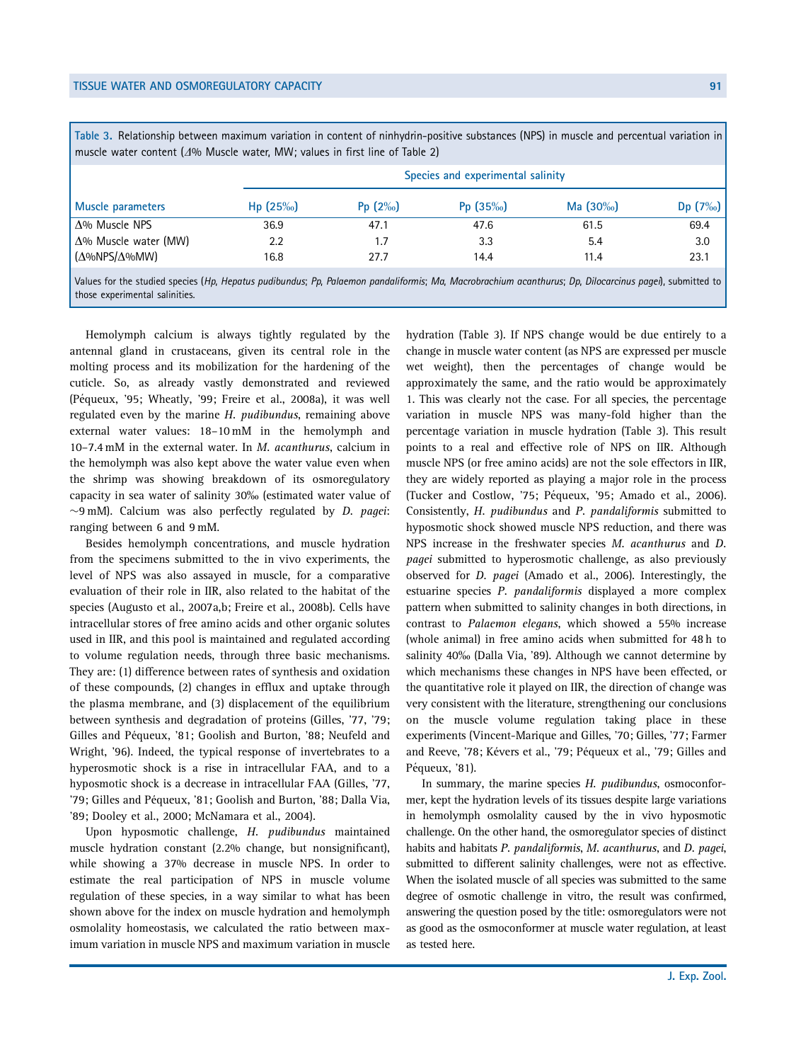**Table 3.** Relationship between maximum variation in content of ninhydrin-positive substances (NPS) in muscle and percentual variation in muscle water content (Δ% Muscle water, MW; values in first line of Table 2)

| Muscle parameters | Species and experimental salinity | | | | |
|---|---|---|---|---|---|
| | Hp (25‰) | Pp (2‰) | Pp (35‰) | Ma (30‰) | Dp (7‰) |
| Δ% Muscle NPS | 36.9 | 47.1 | 47.6 | 61.5 | 69.4 |
| Δ% Muscle water (MW) | 2.2 | 1.7 | 3.3 | 5.4 | 3.0 |
| (Δ%NPS/Δ%MW) | 16.8 | 27.7 | 14.4 | 11.4 | 23.1 |

Values for the studied species (*Hp, Hepatus pudibundus*; *Pp, Palaemon pandaliformis*; *Ma, Macrobrachium acanthurus*; *Dp, Dilocarcinus pagei*), submitted to those experimental salinities.

Hemolymph calcium is always tightly regulated by the antennal gland in crustaceans, given its central role in the molting process and its mobilization for the hardening of the cuticle. So, as already vastly demonstrated and reviewed (Péqueux, '95; Wheatly, '99; Freire et al., 2008a), it was well regulated even by the marine *H. pudibundus*, remaining above external water values: 18–10 mM in the hemolymph and 10–7.4 mM in the external water. In *M. acanthurus*, calcium in the hemolymph was also kept above the water value even when the shrimp was showing breakdown of its osmoregulatory capacity in sea water of salinity 30‰ (estimated water value of ~9 mM). Calcium was also perfectly regulated by *D. pagei*: ranging between 6 and 9 mM.

Besides hemolymph concentrations, and muscle hydration from the specimens submitted to the in vivo experiments, the level of NPS was also assayed in muscle, for a comparative evaluation of their role in IIR, also related to the habitat of the species (Augusto et al., 2007a,b; Freire et al., 2008b). Cells have intracellular stores of free amino acids and other organic solutes used in IIR, and this pool is maintained and regulated according to volume regulation needs, through three basic mechanisms. They are: (1) difference between rates of synthesis and oxidation of these compounds, (2) changes in efflux and uptake through the plasma membrane, and (3) displacement of the equilibrium between synthesis and degradation of proteins (Gilles, '77, '79; Gilles and Péqueux, '81; Goolish and Burton, '88; Neufeld and Wright, '96). Indeed, the typical response of invertebrates to a hyperosmotic shock is a rise in intracellular FAA, and to a hyposmotic shock is a decrease in intracellular FAA (Gilles, '77, '79; Gilles and Péqueux, '81; Goolish and Burton, '88; Dalla Via, '89; Dooley et al., 2000; McNamara et al., 2004).

Upon hyposmotic challenge, *H. pudibundus* maintained muscle hydration constant (2.2% change, but nonsignificant), while showing a 37% decrease in muscle NPS. In order to estimate the real participation of NPS in muscle volume regulation of these species, in a way similar to what has been shown above for the index on muscle hydration and hemolymph osmolality homeostasis, we calculated the ratio between maximum variation in muscle NPS and maximum variation in muscle hydration (Table 3). If NPS change would be due entirely to a change in muscle water content (as NPS are expressed per muscle wet weight), then the percentages of change would be approximately the same, and the ratio would be approximately 1. This was clearly not the case. For all species, the percentage variation in muscle NPS was many-fold higher than the percentage variation in muscle hydration (Table 3). This result points to a real and effective role of NPS on IIR. Although muscle NPS (or free amino acids) are not the sole effectors in IIR, they are widely reported as playing a major role in the process (Tucker and Costlow, '75; Péqueux, '95; Amado et al., 2006). Consistently, *H. pudibundus* and *P. pandaliformis* submitted to hyposmotic shock showed muscle NPS reduction, and there was NPS increase in the freshwater species *M. acanthurus* and *D. pagei* submitted to hyperosmotic challenge, as also previously observed for *D. pagei* (Amado et al., 2006). Interestingly, the estuarine species *P. pandaliformis* displayed a more complex pattern when submitted to salinity changes in both directions, in contrast to *Palaemon elegans*, which showed a 55% increase (whole animal) in free amino acids when submitted for 48 h to salinity 40‰ (Dalla Via, '89). Although we cannot determine by which mechanisms these changes in NPS have been effected, or the quantitative role it played on IIR, the direction of change was very consistent with the literature, strengthening our conclusions on the muscle volume regulation taking place in these experiments (Vincent-Marique and Gilles, '70; Gilles, '77; Farmer and Reeve, '78; Kévers et al., '79; Péqueux et al., '79; Gilles and Péqueux, '81).

In summary, the marine species *H. pudibundus*, osmoconformer, kept the hydration levels of its tissues despite large variations in hemolymph osmolality caused by the in vivo hyposmotic challenge. On the other hand, the osmoregulator species of distinct habits and habitats *P. pandaliformis*, *M. acanthurus*, and *D. pagei*, submitted to different salinity challenges, were not as effective. When the isolated muscle of all species was submitted to the same degree of osmotic challenge in vitro, the result was confirmed, answering the question posed by the title: osmoregulators were not as good as the osmoconformer at muscle water regulation, at least as tested here.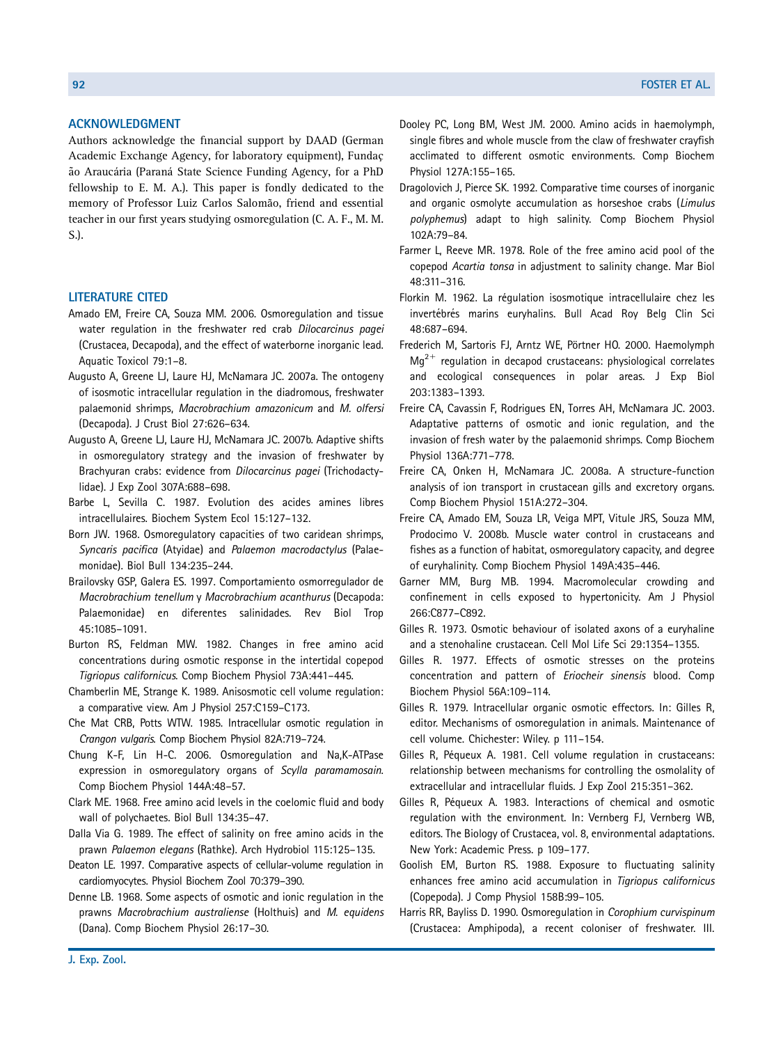## ACKNOWLEDGMENT

Authors acknowledge the financial support by DAAD (German Academic Exchange Agency, for laboratory equipment), Fundação Araucária (Paraná State Science Funding Agency, for a PhD fellowship to E. M. A.). This paper is fondly dedicated to the memory of Professor Luiz Carlos Salomão, friend and essential teacher in our first years studying osmoregulation (C. A. F., M. M. S.).

## LITERATURE CITED

Amado EM, Freire CA, Souza MM. 2006. Osmoregulation and tissue water regulation in the freshwater red crab *Dilocarcinus pagei* (Crustacea, Decapoda), and the effect of waterborne inorganic lead. Aquatic Toxicol 79:1–8.

Augusto A, Greene LJ, Laure HJ, McNamara JC. 2007a. The ontogeny of isosmotic intracellular regulation in the diadromous, freshwater palaemonid shrimps, *Macrobrachium amazonicum* and *M. olfersi* (Decapoda). J Crust Biol 27:626–634.

Augusto A, Greene LJ, Laure HJ, McNamara JC. 2007b. Adaptive shifts in osmoregulatory strategy and the invasion of freshwater by Brachyuran crabs: evidence from *Dilocarcinus pagei* (Trichodactylidae). J Exp Zool 307A:688–698.

Barbe L, Sevilla C. 1987. Evolution des acides amines libres intracellulaires. Biochem System Ecol 15:127–132.

Born JW. 1968. Osmoregulatory capacities of two caridean shrimps, *Syncaris pacifica* (Atyidae) and *Palaemon macrodactylus* (Palaemonidae). Biol Bull 134:235–244.

Brailovsky GSP, Galera ES. 1997. Comportamiento osmorregulador de *Macrobrachium tenellum* y *Macrobrachium acanthurus* (Decapoda: Palaemonidae) en diferentes salinidades. Rev Biol Trop 45:1085–1091.

Burton RS, Feldman MW. 1982. Changes in free amino acid concentrations during osmotic response in the intertidal copepod *Tigriopus californicus*. Comp Biochem Physiol 73A:441–445.

Chamberlin ME, Strange K. 1989. Anisosmotic cell volume regulation: a comparative view. Am J Physiol 257:C159–C173.

Che Mat CRB, Potts WTW. 1985. Intracellular osmotic regulation in *Crangon vulgaris*. Comp Biochem Physiol 82A:719–724.

Chung K-F, Lin H-C. 2006. Osmoregulation and Na,K-ATPase expression in osmoregulatory organs of *Scylla paramamosain*. Comp Biochem Physiol 144A:48–57.

Clark ME. 1968. Free amino acid levels in the coelomic fluid and body wall of polychaetes. Biol Bull 134:35–47.

Dalla Via G. 1989. The effect of salinity on free amino acids in the prawn *Palaemon elegans* (Rathke). Arch Hydrobiol 115:125–135.

Deaton LE. 1997. Comparative aspects of cellular-volume regulation in cardiomyocytes. Physiol Biochem Zool 70:379–390.

Denne LB. 1968. Some aspects of osmotic and ionic regulation in the prawns *Macrobrachium australiense* (Holthuis) and *M. equidens* (Dana). Comp Biochem Physiol 26:17–30.

Dooley PC, Long BM, West JM. 2000. Amino acids in haemolymph, single fibres and whole muscle from the claw of freshwater crayfish acclimated to different osmotic environments. Comp Biochem Physiol 127A:155–165.

Dragolovich J, Pierce SK. 1992. Comparative time courses of inorganic and organic osmolyte accumulation as horseshoe crabs (*Limulus polyphemus*) adapt to high salinity. Comp Biochem Physiol 102A:79–84.

Farmer L, Reeve MR. 1978. Role of the free amino acid pool of the copepod *Acartia tonsa* in adjustment to salinity change. Mar Biol 48:311–316.

Florkin M. 1962. La régulation isosmotique intracellulaire chez les invertébrés marins euryhalins. Bull Acad Roy Belg Clin Sci 48:687–694.

Frederich M, Sartoris FJ, Arntz WE, Pörtner HO. 2000. Haemolymph $Mg^{2+}$ regulation in decapod crustaceans: physiological correlates and ecological consequences in polar areas. J Exp Biol 203:1383–1393.

Freire CA, Cavassin F, Rodrigues EN, Torres AH, McNamara JC. 2003. Adaptative patterns of osmotic and ionic regulation, and the invasion of fresh water by the palaemonid shrimps. Comp Biochem Physiol 136A:771–778.

Freire CA, Onken H, McNamara JC. 2008a. A structure-function analysis of ion transport in crustacean gills and excretory organs. Comp Biochem Physiol 151A:272–304.

Freire CA, Amado EM, Souza LR, Veiga MPT, Vitule JRS, Souza MM, Prodocimo V. 2008b. Muscle water control in crustaceans and fishes as a function of habitat, osmoregulatory capacity, and degree of euryhalinity. Comp Biochem Physiol 149A:435–446.

Garner MM, Burg MB. 1994. Macromolecular crowding and confinement in cells exposed to hypertonicity. Am J Physiol 266:C877–C892.

Gilles R. 1973. Osmotic behaviour of isolated axons of a euryhaline and a stenohaline crustacean. Cell Mol Life Sci 29:1354–1355.

Gilles R. 1977. Effects of osmotic stresses on the proteins concentration and pattern of *Eriocheir sinensis* blood. Comp Biochem Physiol 56A:109–114.

Gilles R. 1979. Intracellular organic osmotic effectors. In: Gilles R, editor. Mechanisms of osmoregulation in animals. Maintenance of cell volume. Chichester: Wiley. p 111–154.

Gilles R, Péqueux A. 1981. Cell volume regulation in crustaceans: relationship between mechanisms for controlling the osmolality of extracellular and intracellular fluids. J Exp Zool 215:351–362.

Gilles R, Péqueux A. 1983. Interactions of chemical and osmotic regulation with the environment. In: Vernberg FJ, Vernberg WB, editors. The Biology of Crustacea, vol. 8, environmental adaptations. New York: Academic Press. p 109–177.

Goolish EM, Burton RS. 1988. Exposure to fluctuating salinity enhances free amino acid accumulation in *Tigriopus californicus* (Copepoda). J Comp Physiol 158B:99–105.

Harris RR, Bayliss D. 1990. Osmoregulation in *Corophium curvispinum* (Crustacea: Amphipoda), a recent coloniser of freshwater. III.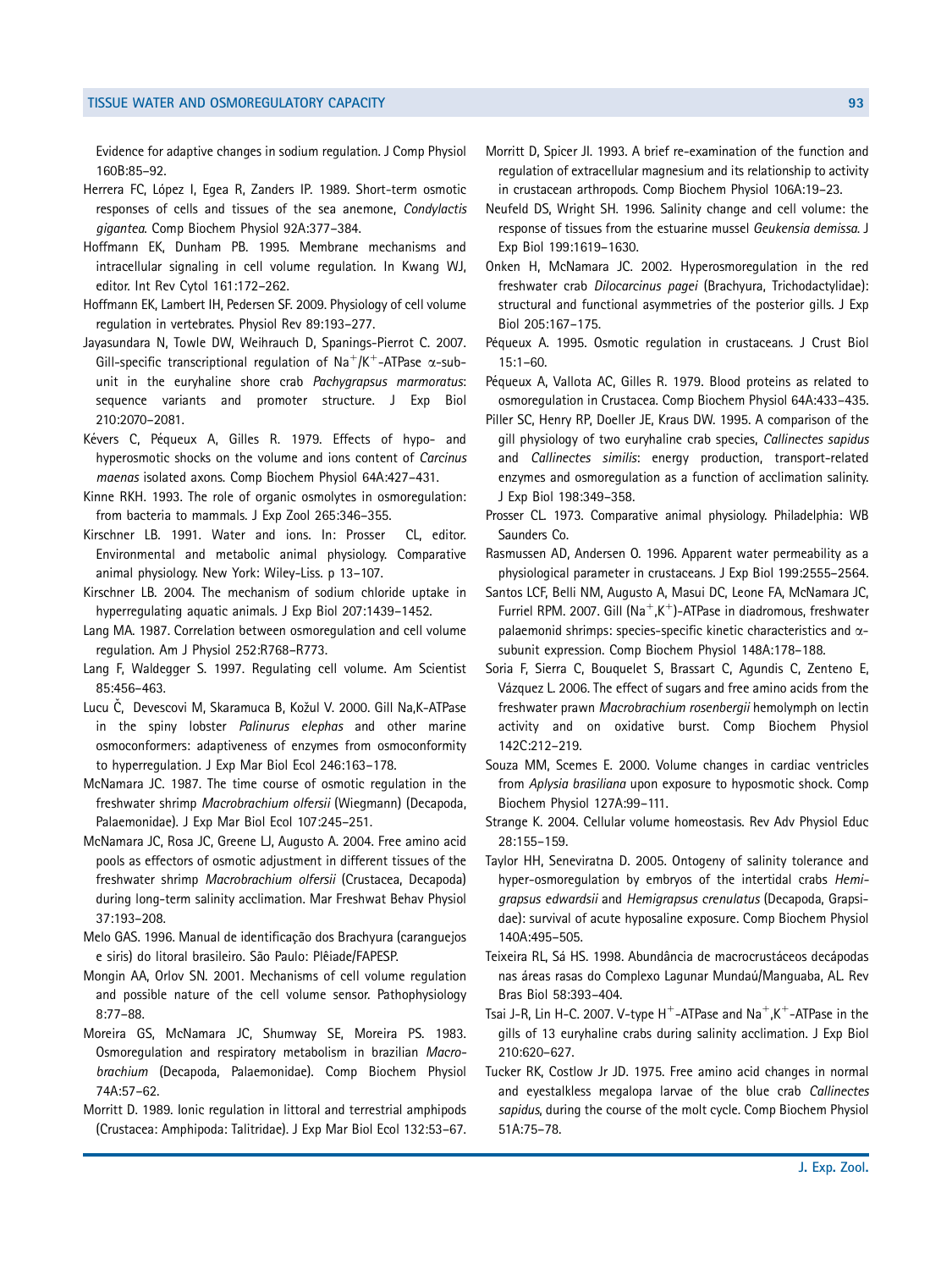Evidence for adaptive changes in sodium regulation. J Comp Physiol 160B:85–92.

Herrera FC, López I, Egea R, Zanders IP. 1989. Short-term osmotic responses of cells and tissues of the sea anemone, *Condylactis gigantea*. Comp Biochem Physiol 92A:377–384.

Hoffmann EK, Dunham PB. 1995. Membrane mechanisms and intracellular signaling in cell volume regulation. In Kwang WJ, editor. Int Rev Cytol 161:172–262.

Hoffmann EK, Lambert IH, Pedersen SF. 2009. Physiology of cell volume regulation in vertebrates. Physiol Rev 89:193–277.

Jayasundara N, Towle DW, Weihrauch D, Spanings-Pierrot C. 2007. Gill-specific transcriptional regulation of $Na^+/K^+$-ATPase α-subunit in the euryhaline shore crab *Pachygrapsus marmoratus*: sequence variants and promoter structure. J Exp Biol 210:2070–2081.

Kévers C, Péqueux A, Gilles R. 1979. Effects of hypo- and hyperosmotic shocks on the volume and ions content of *Carcinus maenas* isolated axons. Comp Biochem Physiol 64A:427–431.

Kinne RKH. 1993. The role of organic osmolytes in osmoregulation: from bacteria to mammals. J Exp Zool 265:346–355.

Kirschner LB. 1991. Water and ions. In: Prosser CL, editor. Environmental and metabolic animal physiology. Comparative animal physiology. New York: Wiley-Liss. p 13–107.

Kirschner LB. 2004. The mechanism of sodium chloride uptake in hyperregulating aquatic animals. J Exp Biol 207:1439–1452.

Lang MA. 1987. Correlation between osmoregulation and cell volume regulation. Am J Physiol 252:R768–R773.

Lang F, Waldegger S. 1997. Regulating cell volume. Am Scientist 85:456–463.

Lucu Č, Devescovi M, Skaramuca B, Kožul V. 2000. Gill Na,K-ATPase in the spiny lobster *Palinurus elephas* and other marine osmoconformers: adaptiveness of enzymes from osmoconformity to hyperregulation. J Exp Mar Biol Ecol 246:163–178.

McNamara JC. 1987. The time course of osmotic regulation in the freshwater shrimp *Macrobrachium olfersii* (Wiegmann) (Decapoda, Palaemonidae). J Exp Mar Biol Ecol 107:245–251.

McNamara JC, Rosa JC, Greene LJ, Augusto A. 2004. Free amino acid pools as effectors of osmotic adjustment in different tissues of the freshwater shrimp *Macrobrachium olfersii* (Crustacea, Decapoda) during long-term salinity acclimation. Mar Freshwat Behav Physiol 37:193–208.

Melo GAS. 1996. Manual de identificação dos Brachyura (caranguejos e siris) do litoral brasileiro. São Paulo: Plêiade/FAPESP.

Mongin AA, Orlov SN. 2001. Mechanisms of cell volume regulation and possible nature of the cell volume sensor. Pathophysiology 8:77–88.

Moreira GS, McNamara JC, Shumway SE, Moreira PS. 1983. Osmoregulation and respiratory metabolism in brazilian *Macrobrachium* (Decapoda, Palaemonidae). Comp Biochem Physiol 74A:57–62.

Morritt D. 1989. Ionic regulation in littoral and terrestrial amphipods (Crustacea: Amphipoda: Talitridae). J Exp Mar Biol Ecol 132:53–67.

Morritt D, Spicer JI. 1993. A brief re-examination of the function and regulation of extracellular magnesium and its relationship to activity in crustacean arthropods. Comp Biochem Physiol 106A:19–23.

Neufeld DS, Wright SH. 1996. Salinity change and cell volume: the response of tissues from the estuarine mussel *Geukensia demissa*. J Exp Biol 199:1619–1630.

Onken H, McNamara JC. 2002. Hyperosmoregulation in the red freshwater crab *Dilocarcinus pagei* (Brachyura, Trichodactylidae): structural and functional asymmetries of the posterior gills. J Exp Biol 205:167–175.

Péqueux A. 1995. Osmotic regulation in crustaceans. J Crust Biol 15:1–60.

Péqueux A, Vallota AC, Gilles R. 1979. Blood proteins as related to osmoregulation in Crustacea. Comp Biochem Physiol 64A:433–435.

Piller SC, Henry RP, Doeller JE, Kraus DW. 1995. A comparison of the gill physiology of two euryhaline crab species, *Callinectes sapidus* and *Callinectes similis*: energy production, transport-related enzymes and osmoregulation as a function of acclimation salinity. J Exp Biol 198:349–358.

Prosser CL. 1973. Comparative animal physiology. Philadelphia: WB Saunders Co.

Rasmussen AD, Andersen O. 1996. Apparent water permeability as a physiological parameter in crustaceans. J Exp Biol 199:2555–2564.

Santos LCF, Belli NM, Augusto A, Masui DC, Leone FA, McNamara JC, Furriel RPM. 2007. Gill $(Na^+,K^+)$-ATPase in diadromous, freshwater palaemonid shrimps: species-specific kinetic characteristics and α-subunit expression. Comp Biochem Physiol 148A:178–188.

Soria F, Sierra C, Bouquelet S, Brassart C, Agundis C, Zenteno E, Vázquez L. 2006. The effect of sugars and free amino acids from the freshwater prawn *Macrobrachium rosenbergii* hemolymph on lectin activity and on oxidative burst. Comp Biochem Physiol 142C:212–219.

Souza MM, Scemes E. 2000. Volume changes in cardiac ventricles from *Aplysia brasiliana* upon exposure to hyposmotic shock. Comp Biochem Physiol 127A:99–111.

Strange K. 2004. Cellular volume homeostasis. Rev Adv Physiol Educ 28:155–159.

Taylor HH, Seneviratna D. 2005. Ontogeny of salinity tolerance and hyper-osmoregulation by embryos of the intertidal crabs *Hemigrapsus edwardsii* and *Hemigrapsus crenulatus* (Decapoda, Grapsidae): survival of acute hyposaline exposure. Comp Biochem Physiol 140A:495–505.

Teixeira RL, Sá HS. 1998. Abundância de macrocrustáceos decápodas nas áreas rasas do Complexo Lagunar Mundaú/Manguaba, AL. Rev Bras Biol 58:393–404.

Tsai J-R, Lin H-C. 2007. V-type $H^+$-ATPase and $Na^+,K^+$-ATPase in the gills of 13 euryhaline crabs during salinity acclimation. J Exp Biol 210:620–627.

Tucker RK, Costlow Jr JD. 1975. Free amino acid changes in normal and eyestalkless megalopa larvae of the blue crab *Callinectes sapidus*, during the course of the molt cycle. Comp Biochem Physiol 51A:75–78.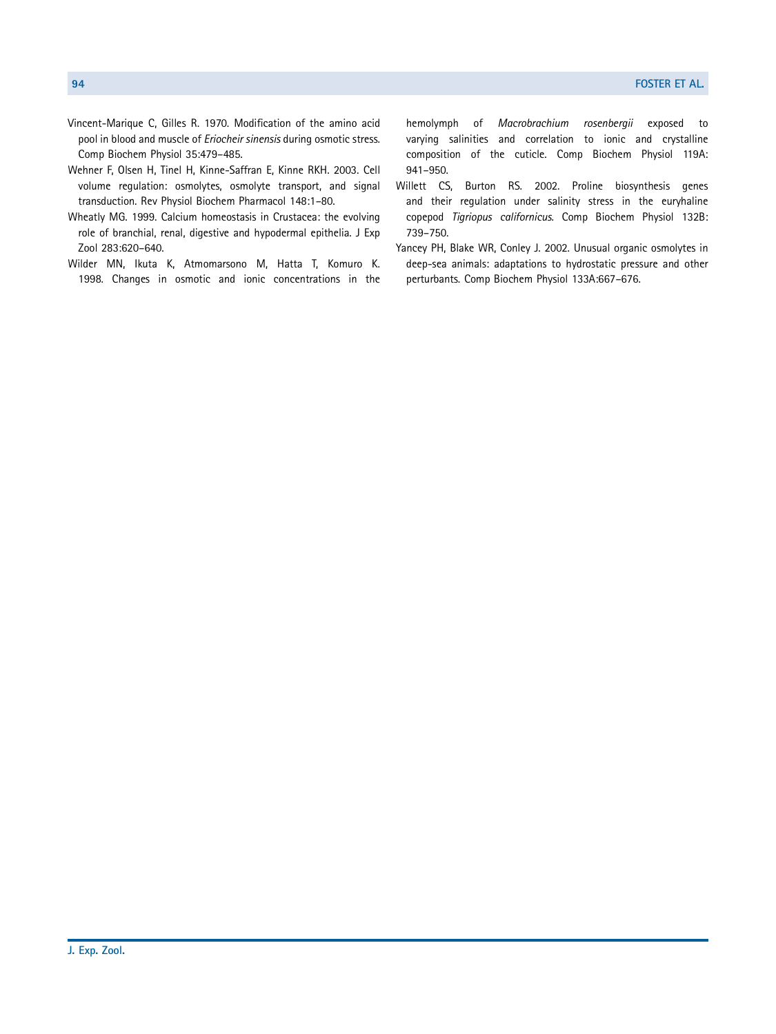Vincent-Marique C, Gilles R. 1970. Modification of the amino acid pool in blood and muscle of *Eriocheir sinensis* during osmotic stress. Comp Biochem Physiol 35:479–485.

Wehner F, Olsen H, Tinel H, Kinne-Saffran E, Kinne RKH. 2003. Cell volume regulation: osmolytes, osmolyte transport, and signal transduction. Rev Physiol Biochem Pharmacol 148:1–80.

Wheatly MG. 1999. Calcium homeostasis in Crustacea: the evolving role of branchial, renal, digestive and hypodermal epithelia. J Exp Zool 283:620–640.

Wilder MN, Ikuta K, Atmomarsono M, Hatta T, Komuro K. 1998. Changes in osmotic and ionic concentrations in the hemolymph of *Macrobrachium rosenbergii* exposed to varying salinities and correlation to ionic and crystalline composition of the cuticle. Comp Biochem Physiol 119A: 941–950.

Willett CS, Burton RS. 2002. Proline biosynthesis genes and their regulation under salinity stress in the euryhaline copepod *Tigriopus californicus*. Comp Biochem Physiol 132B: 739–750.

Yancey PH, Blake WR, Conley J. 2002. Unusual organic osmolytes in deep-sea animals: adaptations to hydrostatic pressure and other perturbants. Comp Biochem Physiol 133A:667–676.